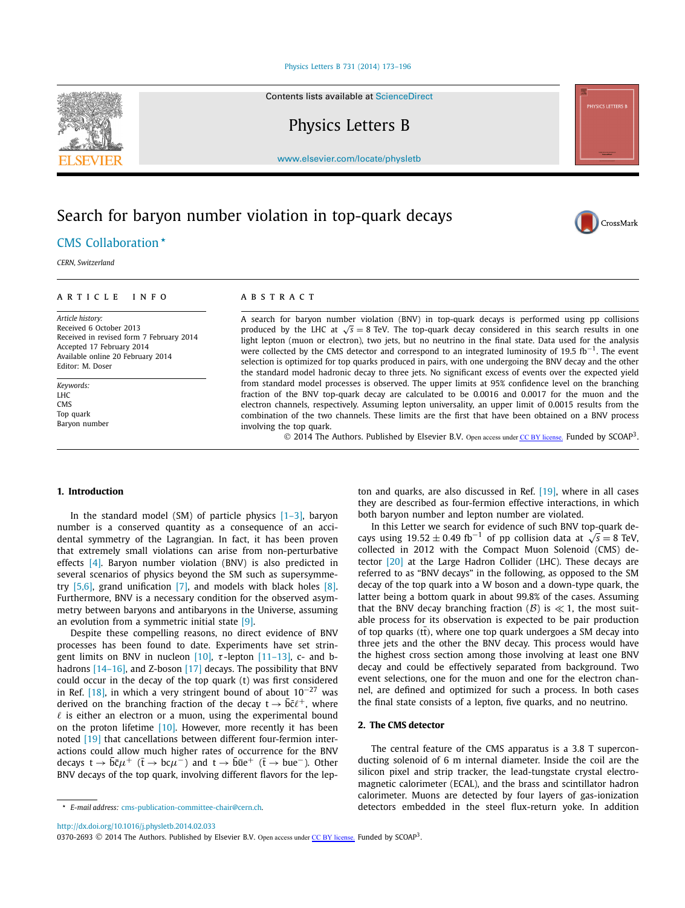Contents lists available at ScienceDirect

# Physics Letters B

www.elsevier.com/locate/physletb

# Search for baryon number violation in top-quark decays

CMS Collaboration *

*CERN, Switzerland*

---

**ARTICLE INFO**

*Article history:*
Received 6 October 2013
Received in revised form 7 February 2014
Accepted 17 February 2014
Available online 20 February 2014
Editor: M. Doser

*Keywords:*
LHC
CMS
Top quark
Baryon number

**ABSTRACT**

A search for baryon number violation (BNV) in top-quark decays is performed using pp collisions produced by the LHC at $\sqrt{s} = 8$ TeV. The top-quark decay considered in this search results in one light lepton (muon or electron), two jets, but no neutrino in the final state. Data used for the analysis were collected by the CMS detector and correspond to an integrated luminosity of 19.5 $\text{fb}^{-1}$. The event selection is optimized for top quarks produced in pairs, with one undergoing the BNV decay and the other the standard model hadronic decay to three jets. No significant excess of events over the expected yield from standard model processes is observed. The upper limits at 95% confidence level on the branching fraction of the BNV top-quark decay are calculated to be 0.0016 and 0.0017 for the muon and the electron channels, respectively. Assuming lepton universality, an upper limit of 0.0015 results from the combination of the two channels. These limits are the first that have been obtained on a BNV process involving the top quark.

© 2014 The Authors. Published by Elsevier B.V. Open access under CC BY license. Funded by SCOAP[3].

---

## 1. Introduction

In the standard model (SM) of particle physics [1–3], baryon number is a conserved quantity as a consequence of an accidental symmetry of the Lagrangian. In fact, it has been proven that extremely small violations can arise from non-perturbative effects [4]. Baryon number violation (BNV) is also predicted in several scenarios of physics beyond the SM such as supersymmetry [5,6], grand unification [7], and models with black holes [8]. Furthermore, BNV is a necessary condition for the observed asymmetry between baryons and antibaryons in the Universe, assuming an evolution from a symmetric initial state [9].

Despite these compelling reasons, no direct evidence of BNV processes has been found to date. Experiments have set stringent limits on BNV in nucleon [10], $\tau$-lepton [11–13], c- and b-hadrons [14–16], and Z-boson [17] decays. The possibility that BNV could occur in the decay of the top quark (t) was first considered in Ref. [18], in which a very stringent bound of about $10^{-27}$ was derived on the branching fraction of the decay $\text{t} \to \bar{\text{b}}\bar{\text{c}}\ell^+$, where $\ell$ is either an electron or a muon, using the experimental bound on the proton lifetime [10]. However, more recently it has been noted [19] that cancellations between different four-fermion interactions could allow much higher rates of occurrence for the BNV decays $\text{t} \to \bar{\text{b}}\bar{\text{c}}\mu^+$ ($\bar{\text{t}} \to \text{bc}\mu^-$) and $\text{t} \to \bar{\text{b}}\bar{\text{u}}\text{e}^+$ ($\bar{\text{t}} \to \text{bue}^-$). Other BNV decays of the top quark, involving different flavors for the lepton and quarks, are also discussed in Ref. [19], where in all cases they are described as four-fermion effective interactions, in which both baryon number and lepton number are violated.

In this Letter we search for evidence of such BNV top-quark decays using $19.52 \pm 0.49$ $\text{fb}^{-1}$ of pp collision data at $\sqrt{s} = 8$ TeV, collected in 2012 with the Compact Muon Solenoid (CMS) detector [20] at the Large Hadron Collider (LHC). These decays are referred to as "BNV decays" in the following, as opposed to the SM decay of the top quark into a W boson and a down-type quark, the latter being a bottom quark in about 99.8% of the cases. Assuming that the BNV decay branching fraction ($\mathcal{B}$) is $\ll 1$, the most suitable process for its observation is expected to be pair production of top quarks ($\text{t}\bar{\text{t}}$), where one top quark undergoes a SM decay into three jets and the other the BNV decay. This process would have the highest cross section among those involving at least one BNV decay and could be effectively separated from background. Two event selections, one for the muon and one for the electron channel, are defined and optimized for such a process. In both cases the final state consists of a lepton, five quarks, and no neutrino.

## 2. The CMS detector

The central feature of the CMS apparatus is a 3.8 T superconducting solenoid of 6 m internal diameter. Inside the coil are the silicon pixel and strip tracker, the lead-tungstate crystal electromagnetic calorimeter (ECAL), and the brass and scintillator hadron calorimeter. Muons are detected by four layers of gas-ionization detectors embedded in the steel flux-return yoke. In addition

---

\* E-mail address: cms-publication-committee-chair@cern.ch.

http://dx.doi.org/10.1016/j.physletb.2014.02.033
0370-2693 © 2014 The Authors. Published by Elsevier B.V. Open access under CC BY license. Funded by SCOAP[3].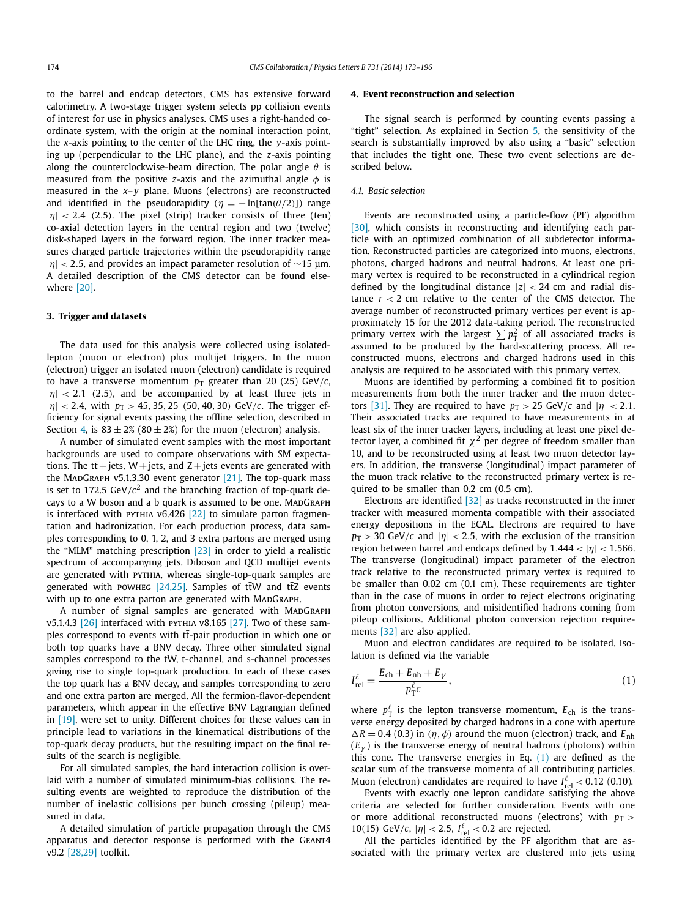to the barrel and endcap detectors, CMS has extensive forward calorimetry. A two-stage trigger system selects pp collision events of interest for use in physics analyses. CMS uses a right-handed coordinate system, with the origin at the nominal interaction point, the $x$-axis pointing to the center of the LHC ring, the $y$-axis pointing up (perpendicular to the LHC plane), and the $z$-axis pointing along the counterclockwise-beam direction. The polar angle $\theta$ is measured from the positive $z$-axis and the azimuthal angle $\phi$ is measured in the $x$–$y$ plane. Muons (electrons) are reconstructed and identified in the pseudorapidity ($\eta = -\ln[\tan(\theta/2)]$) range $|\eta| < 2.4$ (2.5). The pixel (strip) tracker consists of three (ten) co-axial detection layers in the central region and two (twelve) disk-shaped layers in the forward region. The inner tracker measures charged particle trajectories within the pseudorapidity range $|\eta| < 2.5$, and provides an impact parameter resolution of $\sim$15 μm. A detailed description of the CMS detector can be found elsewhere [20].

## 3. Trigger and datasets

The data used for this analysis were collected using isolated-lepton (muon or electron) plus multijet triggers. In the muon (electron) trigger an isolated muon (electron) candidate is required to have a transverse momentum $p_T$ greater than 20 (25) GeV/$c$, $|\eta| < 2.1$ (2.5), and be accompanied by at least three jets in $|\eta| < 2.4$, with $p_T > 45, 35, 25$ (50, 40, 30) GeV/$c$. The trigger efficiency for signal events passing the offline selection, described in Section 4, is $83 \pm 2\%$ ($80 \pm 2\%$) for the muon (electron) analysis.

A number of simulated event samples with the most important backgrounds are used to compare observations with SM expectations. The $t\bar{t}$ + jets, W + jets, and Z + jets events are generated with the MadGraph v5.1.3.30 event generator [21]. The top-quark mass is set to 172.5 GeV/$c^2$ and the branching fraction of top-quark decays to a W boson and a b quark is assumed to be one. MadGraph is interfaced with pythia v6.426 [22] to simulate parton fragmentation and hadronization. For each production process, data samples corresponding to 0, 1, 2, and 3 extra partons are merged using the "MLM" matching prescription [23] in order to yield a realistic spectrum of accompanying jets. Diboson and QCD multijet events are generated with pythia, whereas single-top-quark samples are generated with powheg [24,25]. Samples of $t\bar{t}W$ and $t\bar{t}Z$ events with up to one extra parton are generated with MadGraph.

A number of signal samples are generated with MadGraph v5.1.4.3 [26] interfaced with pythia v8.165 [27]. Two of these samples correspond to events with $t\bar{t}$-pair production in which one or both top quarks have a BNV decay. Three other simulated signal samples correspond to the tW, t-channel, and s-channel processes giving rise to single top-quark production. In each of these cases the top quark has a BNV decay, and samples corresponding to zero and one extra parton are merged. All the fermion-flavor-dependent parameters, which appear in the effective BNV Lagrangian defined in [19], were set to unity. Different choices for these values can in principle lead to variations in the kinematical distributions of the top-quark decay products, but the resulting impact on the final results of the search is negligible.

For all simulated samples, the hard interaction collision is overlaid with a number of simulated minimum-bias collisions. The resulting events are weighted to reproduce the distribution of the number of inelastic collisions per bunch crossing (pileup) measured in data.

A detailed simulation of particle propagation through the CMS apparatus and detector response is performed with the Geant4 v9.2 [28,29] toolkit.

## 4. Event reconstruction and selection

The signal search is performed by counting events passing a "tight" selection. As explained in Section 5, the sensitivity of the search is substantially improved by also using a "basic" selection that includes the tight one. These two event selections are described below.

### 4.1. Basic selection

Events are reconstructed using a particle-flow (PF) algorithm [30], which consists in reconstructing and identifying each particle with an optimized combination of all subdetector information. Reconstructed particles are categorized into muons, electrons, photons, charged hadrons and neutral hadrons. At least one primary vertex is required to be reconstructed in a cylindrical region defined by the longitudinal distance $|z| < 24$ cm and radial distance $r < 2$ cm relative to the center of the CMS detector. The average number of reconstructed primary vertices per event is approximately 15 for the 2012 data-taking period. The reconstructed primary vertex with the largest $\sum p_T^2$ of all associated tracks is assumed to be produced by the hard-scattering process. All reconstructed muons, electrons and charged hadrons used in this analysis are required to be associated with this primary vertex.

Muons are identified by performing a combined fit to position measurements from both the inner tracker and the muon detectors [31]. They are required to have $p_T > 25$ GeV/$c$ and $|\eta| < 2.1$. Their associated tracks are required to have measurements in at least six of the inner tracker layers, including at least one pixel detector layer, a combined fit $\chi^2$ per degree of freedom smaller than 10, and to be reconstructed using at least two muon detector layers. In addition, the transverse (longitudinal) impact parameter of the muon track relative to the reconstructed primary vertex is required to be smaller than 0.2 cm (0.5 cm).

Electrons are identified [32] as tracks reconstructed in the inner tracker with measured momenta compatible with their associated energy depositions in the ECAL. Electrons are required to have $p_T > 30$ GeV/$c$ and $|\eta| < 2.5$, with the exclusion of the transition region between barrel and endcaps defined by $1.444 < |\eta| < 1.566$. The transverse (longitudinal) impact parameter of the electron track relative to the reconstructed primary vertex is required to be smaller than 0.02 cm (0.1 cm). These requirements are tighter than in the case of muons in order to reject electrons originating from photon conversions, and misidentified hadrons coming from pileup collisions. Additional photon conversion rejection requirements [32] are also applied.

Muon and electron candidates are required to be isolated. Isolation is defined via the variable

$$I_{\text{rel}}^{\ell} = \frac{E_{\text{ch}} + E_{\text{nh}} + E_{\gamma}}{p_T^{\ell} c}, \tag{1}$$

where $p_T^{\ell}$ is the lepton transverse momentum, $E_{\text{ch}}$ is the transverse energy deposited by charged hadrons in a cone with aperture $\Delta R = 0.4$ (0.3) in $(\eta, \phi)$ around the muon (electron) track, and $E_{\text{nh}}$ ($E_{\gamma}$) is the transverse energy of neutral hadrons (photons) within this cone. The transverse energies in Eq. (1) are defined as the scalar sum of the transverse momenta of all contributing particles. Muon (electron) candidates are required to have $I_{\text{rel}}^{\ell} < 0.12$ (0.10).

Events with exactly one lepton candidate satisfying the above criteria are selected for further consideration. Events with one or more additional reconstructed muons (electrons) with $p_T >$ 10(15) GeV/$c$, $|\eta| < 2.5$, $I_{\text{rel}}^{\ell} < 0.2$ are rejected.

All the particles identified by the PF algorithm that are associated with the primary vertex are clustered into jets using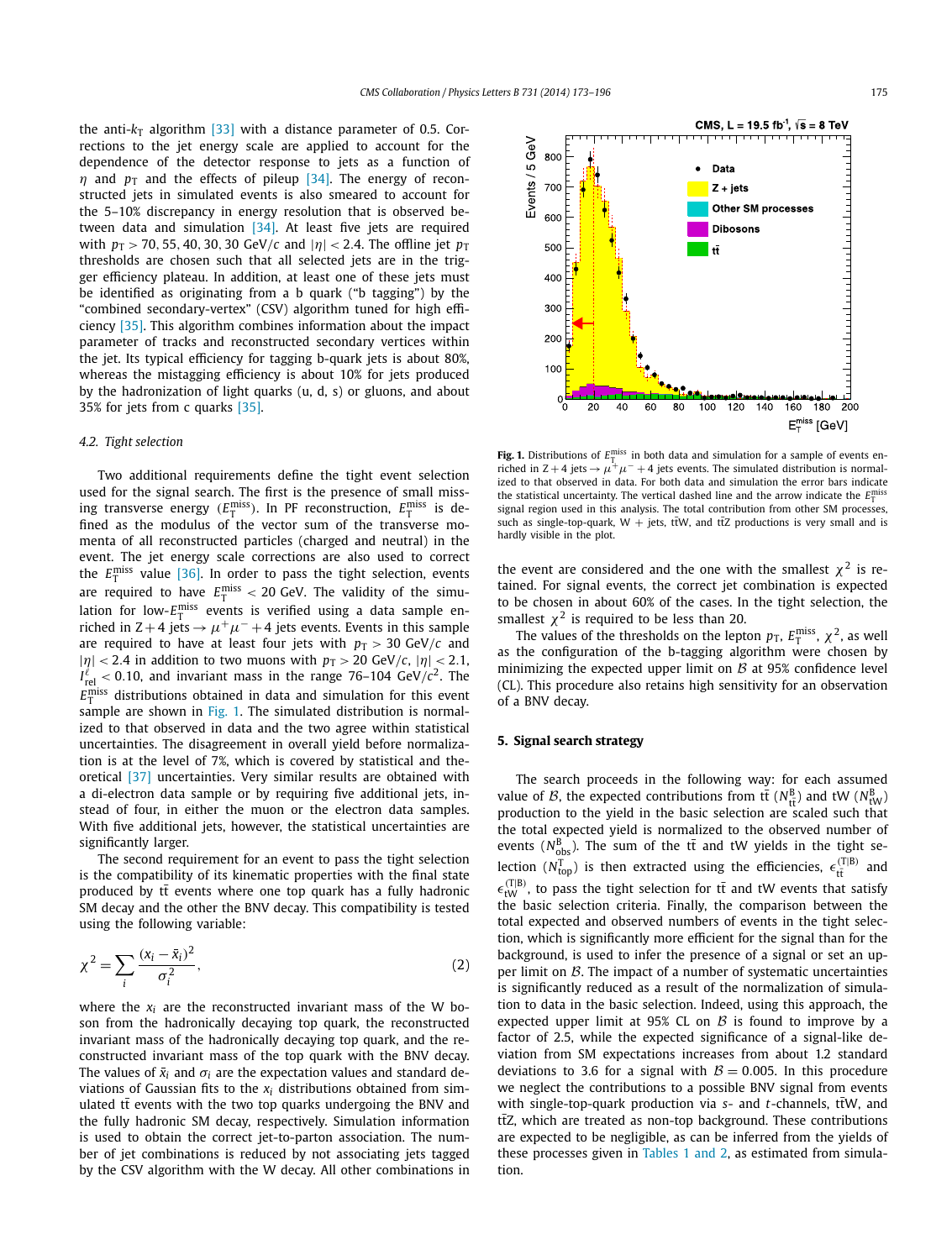the anti-$k_T$ algorithm [33] with a distance parameter of 0.5. Corrections to the jet energy scale are applied to account for the dependence of the detector response to jets as a function of $\eta$ and $p_T$ and the effects of pileup [34]. The energy of reconstructed jets in simulated events is also smeared to account for the 5–10% discrepancy in energy resolution that is observed between data and simulation [34]. At least five jets are required with $p_T > 70, 55, 40, 30, 30$ GeV/$c$ and $|\eta| < 2.4$. The offline jet $p_T$ thresholds are chosen such that all selected jets are in the trigger efficiency plateau. In addition, at least one of these jets must be identified as originating from a b quark ("b tagging") by the "combined secondary-vertex" (CSV) algorithm tuned for high efficiency [35]. This algorithm combines information about the impact parameter of tracks and reconstructed secondary vertices within the jet. Its typical efficiency for tagging b-quark jets is about 80%, whereas the mistagging efficiency is about 10% for jets produced by the hadronization of light quarks (u, d, s) or gluons, and about 35% for jets from c quarks [35].

### 4.2. Tight selection

Two additional requirements define the tight event selection used for the signal search. The first is the presence of small missing transverse energy ($E_T^{miss}$). In PF reconstruction, $E_T^{miss}$ is defined as the modulus of the vector sum of the transverse momenta of all reconstructed particles (charged and neutral) in the event. The jet energy scale corrections are also used to correct the $E_T^{miss}$ value [36]. In order to pass the tight selection, events are required to have $E_T^{miss} < 20$ GeV. The validity of the simulation for low-$E_T^{miss}$ events is verified using a data sample enriched in Z + 4 jets $\to \mu^+\mu^- + 4$ jets events. Events in this sample are required to have at least four jets with $p_T > 30$ GeV/$c$ and $|\eta| < 2.4$ in addition to two muons with $p_T > 20$ GeV/$c$, $|\eta| < 2.1$, $I_{rel}^{\ell} < 0.10$, and invariant mass in the range 76–104 GeV/$c^2$. The $E_T^{miss}$ distributions obtained in data and simulation for this event sample are shown in Fig. 1. The simulated distribution is normalized to that observed in data and the two agree within statistical uncertainties. The disagreement in overall yield before normalization is at the level of 7%, which is covered by statistical and theoretical [37] uncertainties. Very similar results are obtained with a di-electron data sample or by requiring five additional jets, instead of four, in either the muon or the electron data samples. With five additional jets, however, the statistical uncertainties are significantly larger.

The second requirement for an event to pass the tight selection is the compatibility of its kinematic properties with the final state produced by $t\bar{t}$ events where one top quark has a fully hadronic SM decay and the other the BNV decay. This compatibility is tested using the following variable:

$$\chi^2 = \sum_i \frac{(x_i - \bar{x}_i)^2}{\sigma_i^2}, \tag{2}$$

where the $x_i$ are the reconstructed invariant mass of the W boson from the hadronically decaying top quark, the reconstructed invariant mass of the hadronically decaying top quark, and the reconstructed invariant mass of the top quark with the BNV decay. The values of $\bar{x}_i$ and $\sigma_i$ are the expectation values and standard deviations of Gaussian fits to the $x_i$ distributions obtained from simulated $t\bar{t}$ events with the two top quarks undergoing the BNV and the fully hadronic SM decay, respectively. Simulation information is used to obtain the correct jet-to-parton association. The number of jet combinations is reduced by not associating jets tagged by the CSV algorithm with the W decay. All other combinations in

**Fig. 1.** Distributions of $E_T^{miss}$ in both data and simulation for a sample of events enriched in Z + 4 jets $\to \mu^+\mu^- + 4$ jets events. The simulated distribution is normalized to that observed in data. For both data and simulation the error bars indicate the statistical uncertainty. The vertical dashed line and the arrow indicate the $E_T^{miss}$ signal region used in this analysis. The total contribution from other SM processes, such as single-top-quark, W + jets, $t\bar{t}$W, and $t\bar{t}$Z productions is very small and is hardly visible in the plot.

the event are considered and the one with the smallest $\chi^2$ is retained. For signal events, the correct jet combination is expected to be chosen in about 60% of the cases. In the tight selection, the smallest $\chi^2$ is required to be less than 20.

The values of the thresholds on the lepton $p_T$, $E_T^{miss}$, $\chi^2$, as well as the configuration of the b-tagging algorithm were chosen by minimizing the expected upper limit on $\mathcal{B}$ at 95% confidence level (CL). This procedure also retains high sensitivity for an observation of a BNV decay.

## 5. Signal search strategy

The search proceeds in the following way: for each assumed value of $\mathcal{B}$, the expected contributions from $t\bar{t}$ ($N_{t\bar{t}}^{B}$) and tW ($N_{tW}^{B}$) production to the yield in the basic selection are scaled such that the total expected yield is normalized to the observed number of events ($N_{obs}^{B}$). The sum of the $t\bar{t}$ and tW yields in the tight selection ($N_{top}^{T}$) is then extracted using the efficiencies, $\epsilon_{t\bar{t}}^{(T|B)}$ and $\epsilon_{tW}^{(T|B)}$, to pass the tight selection for $t\bar{t}$ and tW events that satisfy the basic selection criteria. Finally, the comparison between the total expected and observed numbers of events in the tight selection, which is significantly more efficient for the signal than for the background, is used to infer the presence of a signal or set an upper limit on $\mathcal{B}$. The impact of a number of systematic uncertainties is significantly reduced as a result of the normalization of simulation to data in the basic selection. Indeed, using this approach, the expected upper limit at 95% CL on $\mathcal{B}$ is found to improve by a factor of 2.5, while the expected significance of a signal-like deviation from SM expectations increases from about 1.2 standard deviations to 3.6 for a signal with $\mathcal{B} = 0.005$. In this procedure we neglect the contributions to a possible BNV signal from events with single-top-quark production via $s$- and $t$-channels, $t\bar{t}$W, and $t\bar{t}$Z, which are treated as non-top background. These contributions are expected to be negligible, as can be inferred from the yields of these processes given in Tables 1 and 2, as estimated from simulation.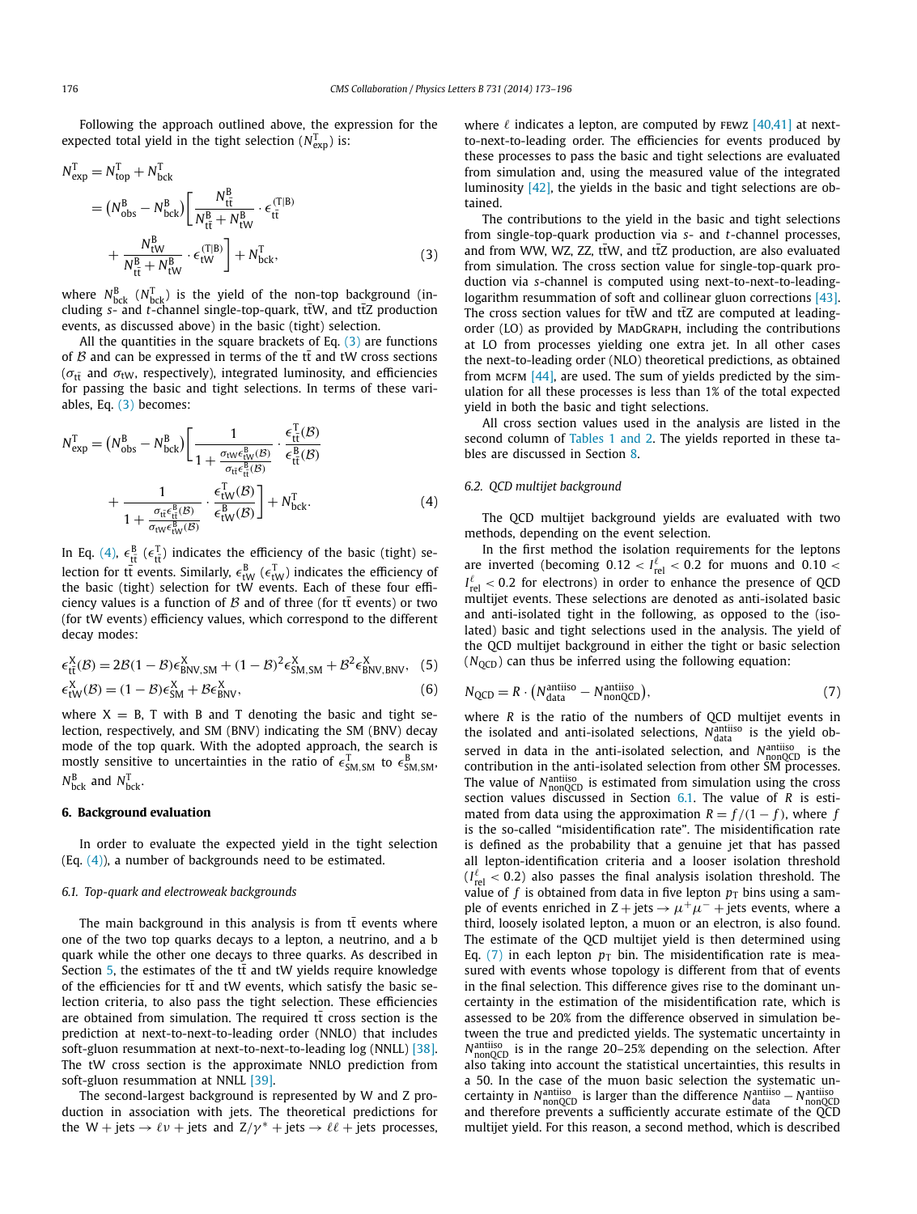Following the approach outlined above, the expression for the expected total yield in the tight selection ($N^{\rm T}_{\rm exp}$) is:

$$
\begin{aligned}
N^{\rm T}_{\rm exp} &= N^{\rm T}_{\rm top} + N^{\rm T}_{\rm bck} \\
&= \left(N^{\rm B}_{\rm obs} - N^{\rm B}_{\rm bck}\right)\left[\frac{N^{\rm B}_{\rm t\bar{t}}}{N^{\rm B}_{\rm t\bar{t}} + N^{\rm B}_{\rm tW}} \cdot \epsilon^{\rm (T|B)}_{\rm t\bar{t}} \right. \\
&\quad \left. + \frac{N^{\rm B}_{\rm tW}}{N^{\rm B}_{\rm t\bar{t}} + N^{\rm B}_{\rm tW}} \cdot \epsilon^{\rm (T|B)}_{\rm tW}\right] + N^{\rm T}_{\rm bck},
\end{aligned} \tag{3}
$$

where $N^{\rm B}_{\rm bck}$ ($N^{\rm T}_{\rm bck}$) is the yield of the non-top background (including $s$- and $t$-channel single-top-quark, $\rm t\bar{t}W$, and $\rm t\bar{t}Z$ production events, as discussed above) in the basic (tight) selection.

All the quantities in the square brackets of Eq. (3) are functions of $\mathcal{B}$ and can be expressed in terms of the $\rm t\bar{t}$ and tW cross sections ($\sigma_{\rm t\bar{t}}$ and $\sigma_{\rm tW}$, respectively), integrated luminosity, and efficiencies for passing the basic and tight selections. In terms of these variables, Eq. (3) becomes:

$$
\begin{aligned}
N^{\rm T}_{\rm exp} &= \left(N^{\rm B}_{\rm obs} - N^{\rm B}_{\rm bck}\right)\left[\frac{1}{1 + \frac{\sigma_{\rm tW}\epsilon^{\rm B}_{\rm tW}(\mathcal{B})}{\sigma_{\rm t\bar{t}}\epsilon^{\rm B}_{\rm t\bar{t}}(\mathcal{B})}} \cdot \frac{\epsilon^{\rm T}_{\rm t\bar{t}}(\mathcal{B})}{\epsilon^{\rm B}_{\rm t\bar{t}}(\mathcal{B})} \right. \\
&\quad \left. + \frac{1}{1 + \frac{\sigma_{\rm t\bar{t}}\epsilon^{\rm B}_{\rm t\bar{t}}(\mathcal{B})}{\sigma_{\rm tW}\epsilon^{\rm B}_{\rm tW}(\mathcal{B})}} \cdot \frac{\epsilon^{\rm T}_{\rm tW}(\mathcal{B})}{\epsilon^{\rm B}_{\rm tW}(\mathcal{B})}\right] + N^{\rm T}_{\rm bck}.
\end{aligned} \tag{4}
$$

In Eq. (4), $\epsilon^{\rm B}_{\rm t\bar{t}}$ ($\epsilon^{\rm T}_{\rm t\bar{t}}$) indicates the efficiency of the basic (tight) selection for $\rm t\bar{t}$ events. Similarly, $\epsilon^{\rm B}_{\rm tW}$ ($\epsilon^{\rm T}_{\rm tW}$) indicates the efficiency of the basic (tight) selection for tW events. Each of these four efficiency values is a function of $\mathcal{B}$ and of three (for $\rm t\bar{t}$ events) or two (for tW events) efficiency values, which correspond to the different decay modes:

$$
\epsilon^{\rm X}_{\rm t\bar{t}}(\mathcal{B}) = 2\mathcal{B}(1-\mathcal{B})\epsilon^{\rm X}_{\rm BNV,SM} + (1-\mathcal{B})^2\epsilon^{\rm X}_{\rm SM,SM} + \mathcal{B}^2\epsilon^{\rm X}_{\rm BNV,BNV}, \tag{5}
$$

$$
\epsilon^{\rm X}_{\rm tW}(\mathcal{B}) = (1-\mathcal{B})\epsilon^{\rm X}_{\rm SM} + \mathcal{B}\epsilon^{\rm X}_{\rm BNV}, \tag{6}
$$

where X = B, T with B and T denoting the basic and tight selection, respectively, and SM (BNV) indicating the SM (BNV) decay mode of the top quark. With the adopted approach, the search is mostly sensitive to uncertainties in the ratio of $\epsilon^{\rm T}_{\rm SM,SM}$ to $\epsilon^{\rm B}_{\rm SM,SM}$, $N^{\rm B}_{\rm bck}$ and $N^{\rm T}_{\rm bck}$.

## 6. Background evaluation

In order to evaluate the expected yield in the tight selection (Eq. (4)), a number of backgrounds need to be estimated.

### 6.1. Top-quark and electroweak backgrounds

The main background in this analysis is from $\rm t\bar{t}$ events where one of the two top quarks decays to a lepton, a neutrino, and a b quark while the other one decays to three quarks. As described in Section 5, the estimates of the $\rm t\bar{t}$ and tW yields require knowledge of the efficiencies for $\rm t\bar{t}$ and tW events, which satisfy the basic selection criteria, to also pass the tight selection. These efficiencies are obtained from simulation. The required $\rm t\bar{t}$ cross section is the prediction at next-to-next-to-leading order (NNLO) that includes soft-gluon resummation at next-to-next-to-leading log (NNLL) [38]. The tW cross section is the approximate NNLO prediction from soft-gluon resummation at NNLL [39].

The second-largest background is represented by W and Z production in association with jets. The theoretical predictions for the $\rm W + jets \to \ell\nu + jets$ and $\rm Z/\gamma^* + jets \to \ell\ell + jets$ processes, where $\ell$ indicates a lepton, are computed by FEWZ [40,41] at next-to-next-to-leading order. The efficiencies for events produced by these processes to pass the basic and tight selections are evaluated from simulation and, using the measured value of the integrated luminosity [42], the yields in the basic and tight selections are obtained.

The contributions to the yield in the basic and tight selections from single-top-quark production via $s$- and $t$-channel processes, and from WW, WZ, ZZ, $\rm t\bar{t}W$, and $\rm t\bar{t}Z$ production, are also evaluated from simulation. The cross section value for single-top-quark production via $s$-channel is computed using next-to-next-to-leading-logarithm resummation of soft and collinear gluon corrections [43]. The cross section values for $\rm t\bar{t}W$ and $\rm t\bar{t}Z$ are computed at leading-order (LO) as provided by MadGraph, including the contributions at LO from processes yielding one extra jet. In all other cases the next-to-leading order (NLO) theoretical predictions, as obtained from MCFM [44], are used. The sum of yields predicted by the simulation for all these processes is less than 1% of the total expected yield in both the basic and tight selections.

All cross section values used in the analysis are listed in the second column of Tables 1 and 2. The yields reported in these tables are discussed in Section 8.

### 6.2. QCD multijet background

The QCD multijet background yields are evaluated with two methods, depending on the event selection.

In the first method the isolation requirements for the leptons are inverted (becoming $0.12 < I^{\ell}_{\rm rel} < 0.2$ for muons and $0.10 < I^{\ell}_{\rm rel} < 0.2$ for electrons) in order to enhance the presence of QCD multijet events. These selections are denoted as anti-isolated basic and anti-isolated tight in the following, as opposed to the (isolated) basic and tight selections used in the analysis. The yield of the QCD multijet background in either the tight or basic selection ($N_{\rm QCD}$) can thus be inferred using the following equation:

$$
N_{\rm QCD} = R \cdot \left(N^{\rm antiiso}_{\rm data} - N^{\rm antiiso}_{\rm nonQCD}\right), \tag{7}
$$

where $R$ is the ratio of the numbers of QCD multijet events in the isolated and anti-isolated selections, $N^{\rm antiiso}_{\rm data}$ is the yield observed in data in the anti-isolated selection, and $N^{\rm antiiso}_{\rm nonQCD}$ is the contribution in the anti-isolated selection from other SM processes. The value of $N^{\rm antiiso}_{\rm nonQCD}$ is estimated from simulation using the cross section values discussed in Section 6.1. The value of $R$ is estimated from data using the approximation $R = f/(1-f)$, where $f$ is the so-called "misidentification rate". The misidentification rate is defined as the probability that a genuine jet that has passed all lepton-identification criteria and a looser isolation threshold ($I^{\ell}_{\rm rel} < 0.2$) also passes the final analysis isolation threshold. The value of $f$ is obtained from data in five lepton $p_{\rm T}$ bins using a sample of events enriched in $\rm Z + jets \to \mu^+\mu^- + jets$ events, where a third, loosely isolated lepton, a muon or an electron, is also found. The estimate of the QCD multijet yield is then determined using Eq. (7) in each lepton $p_{\rm T}$ bin. The misidentification rate is measured with events whose topology is different from that of events in the final selection. This difference gives rise to the dominant uncertainty in the estimation of the misidentification rate, which is assessed to be 20% from the difference observed in simulation between the true and predicted yields. The systematic uncertainty in $N^{\rm antiiso}_{\rm nonQCD}$ is in the range 20–25% depending on the selection. After also taking into account the statistical uncertainties, this results in a 50. In the case of the muon basic selection the systematic uncertainty in $N^{\rm antiiso}_{\rm nonQCD}$ is larger than the difference $N^{\rm antiiso}_{\rm data} - N^{\rm antiiso}_{\rm nonQCD}$ and therefore prevents a sufficiently accurate estimate of the QCD multijet yield. For this reason, a second method, which is described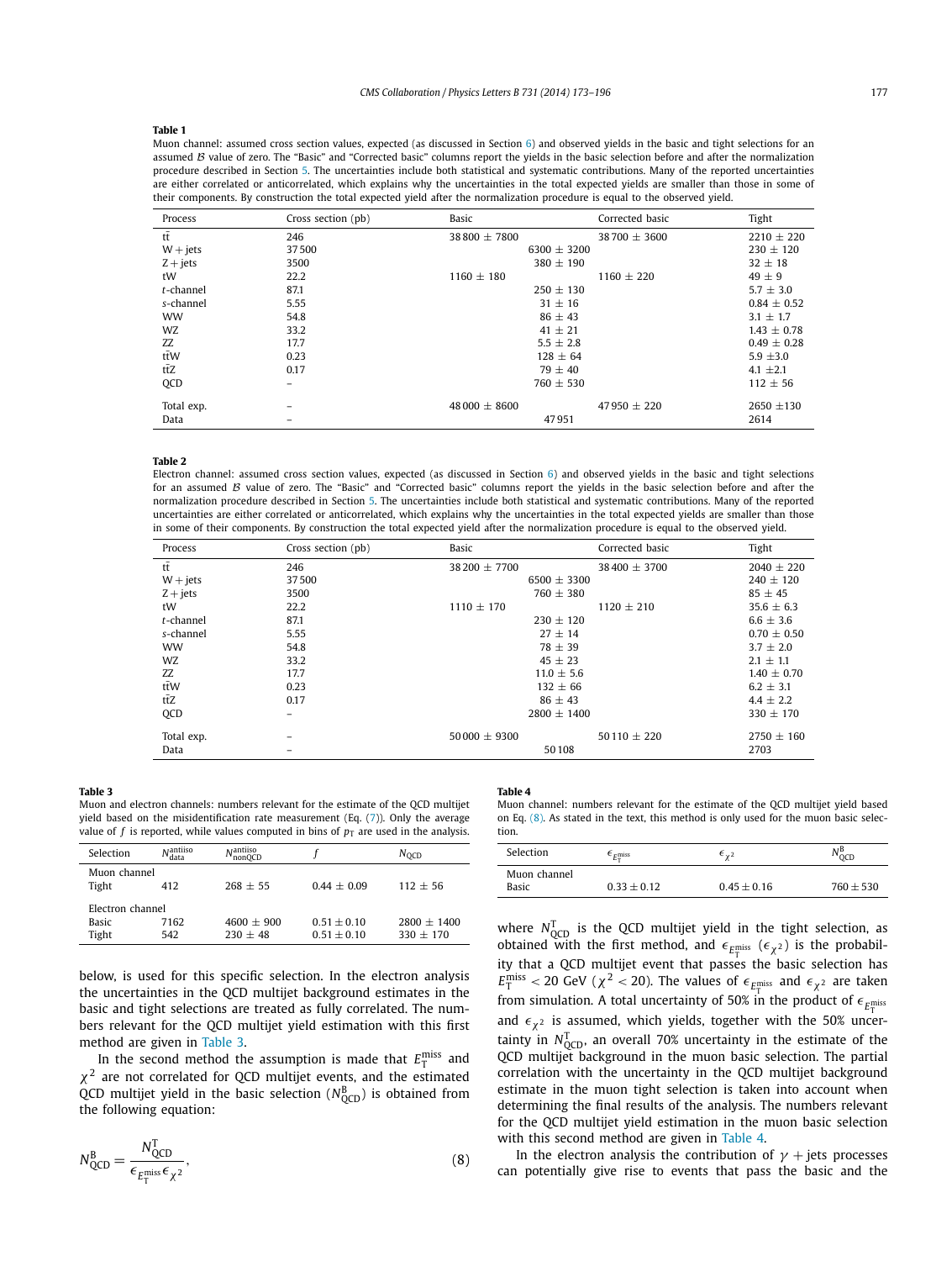**Table 1**

Muon channel: assumed cross section values, expected (as discussed in Section 6) and observed yields in the basic and tight selections for an assumed $\mathcal{B}$ value of zero. The "Basic" and "Corrected basic" columns report the yields in the basic selection before and after the normalization procedure described in Section 5. The uncertainties include both statistical and systematic contributions. Many of the reported uncertainties are either correlated or anticorrelated, which explains why the uncertainties in the total expected yields are smaller than those in some of their components. By construction the total expected yield after the normalization procedure is equal to the observed yield.

| Process | Cross section (pb) | Basic | Corrected basic | Tight |
|---|---|---|---|---|
| $t\bar{t}$ | 246 | 38 800 ± 7800 | 38 700 ± 3600 | 2210 ± 220 |
| W + jets | 37 500 | 6300 ± 3200 | | 230 ± 120 |
| Z + jets | 3500 | 380 ± 190 | | 32 ± 18 |
| tW | 22.2 | 1160 ± 180 | 1160 ± 220 | 49 ± 9 |
| *t*-channel | 87.1 | 250 ± 130 | | 5.7 ± 3.0 |
| *s*-channel | 5.55 | 31 ± 16 | | 0.84 ± 0.52 |
| WW | 54.8 | 86 ± 43 | | 3.1 ± 1.7 |
| WZ | 33.2 | 41 ± 21 | | 1.43 ± 0.78 |
| ZZ | 17.7 | 5.5 ± 2.8 | | 0.49 ± 0.28 |
| $t\bar{t}$W | 0.23 | 128 ± 64 | | 5.9 ±3.0 |
| $t\bar{t}$Z | 0.17 | 79 ± 40 | | 4.1 ±2.1 |
| QCD | – | 760 ± 530 | | 112 ± 56 |
| Total exp. | – | 48 000 ± 8600 | 47 950 ± 220 | 2650 ±130 |
| Data | – | 47 951 | | 2614 |

**Table 2**

Electron channel: assumed cross section values, expected (as discussed in Section 6) and observed yields in the basic and tight selections for an assumed $\mathcal{B}$ value of zero. The "Basic" and "Corrected basic" columns report the yields in the basic selection before and after the normalization procedure described in Section 5. The uncertainties include both statistical and systematic contributions. Many of the reported uncertainties are either correlated or anticorrelated, which explains why the uncertainties in the total expected yields are smaller than those in some of their components. By construction the total expected yield after the normalization procedure is equal to the observed yield.

| Process | Cross section (pb) | Basic | Corrected basic | Tight |
|---|---|---|---|---|
| $t\bar{t}$ | 246 | 38 200 ± 7700 | 38 400 ± 3700 | 2040 ± 220 |
| W + jets | 37 500 | 6500 ± 3300 | | 240 ± 120 |
| Z + jets | 3500 | 760 ± 380 | | 85 ± 45 |
| tW | 22.2 | 1110 ± 170 | 1120 ± 210 | 35.6 ± 6.3 |
| *t*-channel | 87.1 | 230 ± 120 | | 6.6 ± 3.6 |
| *s*-channel | 5.55 | 27 ± 14 | | 0.70 ± 0.50 |
| WW | 54.8 | 78 ± 39 | | 3.7 ± 2.0 |
| WZ | 33.2 | 45 ± 23 | | 2.1 ± 1.1 |
| ZZ | 17.7 | 11.0 ± 5.6 | | 1.40 ± 0.70 |
| $t\bar{t}$W | 0.23 | 132 ± 66 | | 6.2 ± 3.1 |
| $t\bar{t}$Z | 0.17 | 86 ± 43 | | 4.4 ± 2.2 |
| QCD | – | 2800 ± 1400 | | 330 ± 170 |
| Total exp. | – | 50 000 ± 9300 | 50 110 ± 220 | 2750 ± 160 |
| Data | – | 50 108 | | 2703 |

**Table 3**

Muon and electron channels: numbers relevant for the estimate of the QCD multijet yield based on the misidentification rate measurement (Eq. (7)). Only the average value of $f$ is reported, while values computed in bins of $p_T$ are used in the analysis.

| Selection | $N^{\text{antiiso}}_{\text{data}}$ | $N^{\text{antiiso}}_{\text{nonQCD}}$ | $f$ | $N_{\text{QCD}}$ |
|---|---|---|---|---|
| Muon channel | | | | |
| Tight | 412 | 268 ± 55 | 0.44 ± 0.09 | 112 ± 56 |
| Electron channel | | | | |
| Basic | 7162 | 4600 ± 900 | 0.51 ± 0.10 | 2800 ± 1400 |
| Tight | 542 | 230 ± 48 | 0.51 ± 0.10 | 330 ± 170 |

below, is used for this specific selection. In the electron analysis the uncertainties in the QCD multijet background estimates in the basic and tight selections are treated as fully correlated. The numbers relevant for the QCD multijet yield estimation with this first method are given in Table 3.

In the second method the assumption is made that $E_T^{\text{miss}}$ and $\chi^2$ are not correlated for QCD multijet events, and the estimated QCD multijet yield in the basic selection ($N^{\text{B}}_{\text{QCD}}$) is obtained from the following equation:

$$N^{\text{B}}_{\text{QCD}} = \frac{N^{\text{T}}_{\text{QCD}}}{\epsilon_{E_T^{\text{miss}}}\epsilon_{\chi^2}}, \tag{8}$$

**Table 4**

Muon channel: numbers relevant for the estimate of the QCD multijet yield based on Eq. (8). As stated in the text, this method is only used for the muon basic selection.

| Selection | $\epsilon_{E_T^{\text{miss}}}$ | $\epsilon_{\chi^2}$ | $N^{\text{B}}_{\text{QCD}}$ |
|---|---|---|---|
| Muon channel | | | |
| Basic | $0.33 \pm 0.12$ | $0.45 \pm 0.16$ | $760 \pm 530$ |

where $N^{\text{T}}_{\text{QCD}}$ is the QCD multijet yield in the tight selection, as obtained with the first method, and $\epsilon_{E_T^{\text{miss}}}$ ($\epsilon_{\chi^2}$) is the probability that a QCD multijet event that passes the basic selection has $E_T^{\text{miss}} < 20$ GeV ($\chi^2 < 20$). The values of $\epsilon_{E_T^{\text{miss}}}$ and $\epsilon_{\chi^2}$ are taken from simulation. A total uncertainty of 50% in the product of $\epsilon_{E_T^{\text{miss}}}$ and $\epsilon_{\chi^2}$ is assumed, which yields, together with the 50% uncertainty in $N^{\text{T}}_{\text{QCD}}$, an overall 70% uncertainty in the estimate of the QCD multijet background in the muon basic selection. The partial correlation with the uncertainty in the QCD multijet background estimate in the muon tight selection is taken into account when determining the final results of the analysis. The numbers relevant for the QCD multijet yield estimation in the muon basic selection with this second method are given in Table 4.

In the electron analysis the contribution of $\gamma$ + jets processes can potentially give rise to events that pass the basic and the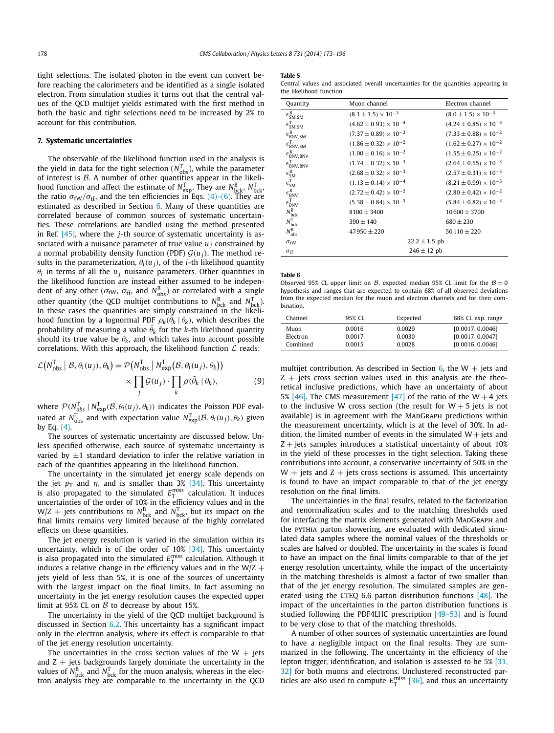tight selections. The isolated photon in the event can convert before reaching the calorimeters and be identified as a single isolated electron. From simulation studies it turns out that the central values of the QCD multijet yields estimated with the first method in both the basic and tight selections need to be increased by 2% to account for this contribution.

## 7. Systematic uncertainties

The observable of the likelihood function used in the analysis is the yield in data for the tight selection ($N^{\mathrm{T}}_{\mathrm{obs}}$), while the parameter of interest is $\mathcal{B}$. A number of other quantities appear in the likelihood function and affect the estimate of $N^{\mathrm{T}}_{\mathrm{exp}}$. They are $N^{\mathrm{B}}_{\mathrm{bck}}$, $N^{\mathrm{T}}_{\mathrm{bck}}$, the ratio $\sigma_{\mathrm{tW}}/\sigma_{\mathrm{t\bar{t}}}$, and the ten efficiencies in Eqs. (4)–(6). They are estimated as described in Section 6. Many of these quantities are correlated because of common sources of systematic uncertainties. These correlations are handled using the method presented in Ref. [45], where the $j$-th source of systematic uncertainty is associated with a nuisance parameter of true value $u_j$ constrained by a normal probability density function (PDF) $\mathcal{G}(u_j)$. The method results in the parameterization, $\theta_i(u_j)$, of the $i$-th likelihood quantity $\theta_i$ in terms of all the $u_j$ nuisance parameters. Other quantities in the likelihood function are instead either assumed to be independent of any other ($\sigma_{\mathrm{tW}}$, $\sigma_{\mathrm{t\bar{t}}}$, and $N^{\mathrm{B}}_{\mathrm{obs}}$) or correlated with a single other quantity (the QCD multijet contributions to $N^{\mathrm{B}}_{\mathrm{bck}}$ and $N^{\mathrm{T}}_{\mathrm{bck}}$). In these cases the quantities are simply constrained in the likelihood function by a lognormal PDF $\rho_k(\tilde{\theta}_k \mid \theta_k)$, which describes the probability of measuring a value $\tilde{\theta}_k$ for the $k$-th likelihood quantity should its true value be $\theta_k$, and which takes into account possible correlations. With this approach, the likelihood function $\mathcal{L}$ reads:

$$\mathcal{L}\big(N^{\mathrm{T}}_{\mathrm{obs}} \mid \mathcal{B}, \theta_i(u_j), \theta_k\big) = \mathcal{P}\big(N^{\mathrm{T}}_{\mathrm{obs}} \mid N^{\mathrm{T}}_{\mathrm{exp}}\big(\mathcal{B}, \theta_i(u_j), \theta_k\big)\big) \times \prod_j \mathcal{G}(u_j) \cdot \prod_k \rho(\tilde{\theta}_k \mid \theta_k), \tag{9}$$

where $\mathcal{P}(N^{\mathrm{T}}_{obs} \mid N^{\mathrm{T}}_{\mathrm{exp}}(\mathcal{B}, \theta_i(u_j), \theta_k))$ indicates the Poisson PDF evaluated at $N^{\mathrm{T}}_{\mathrm{obs}}$ and with expectation value $N^{\mathrm{T}}_{\mathrm{exp}}(\mathcal{B}, \theta_i(u_j), \theta_k)$ given by Eq. (4).

The sources of systematic uncertainty are discussed below. Unless specified otherwise, each source of systematic uncertainty is varied by $\pm 1$ standard deviation to infer the relative variation in each of the quantities appearing in the likelihood function.

The uncertainty in the simulated jet energy scale depends on the jet $p_{\mathrm{T}}$ and $\eta$, and is smaller than 3% [34]. This uncertainty is also propagated to the simulated $E_{\mathrm{T}}^{\mathrm{miss}}$ calculation. It induces uncertainties of the order of 10% in the efficiency values and in the W/Z + jets contributions to $N^{\mathrm{B}}_{\mathrm{bck}}$ and $N^{\mathrm{T}}_{\mathrm{bck}}$, but its impact on the final limits remains very limited because of the highly correlated effects on these quantities.

The jet energy resolution is varied in the simulation within its uncertainty, which is of the order of 10% [34]. This uncertainty is also propagated into the simulated $E_{\mathrm{T}}^{\mathrm{miss}}$ calculation. Although it induces a relative change in the efficiency values and in the W/Z + jets yield of less than 5%, it is one of the sources of uncertainty with the largest impact on the final limits. In fact assuming no uncertainty in the jet energy resolution causes the expected upper limit at 95% CL on $\mathcal{B}$ to decrease by about 15%.

The uncertainty in the yield of the QCD multijet background is discussed in Section 6.2. This uncertainty has a significant impact only in the electron analysis, where its effect is comparable to that of the jet energy resolution uncertainty.

The uncertainties in the cross section values of the W + jets and Z + jets backgrounds largely dominate the uncertainty in the values of $N^{\mathrm{B}}_{\mathrm{bck}}$ and $N^{\mathrm{T}}_{\mathrm{bck}}$ for the muon analysis, whereas in the electron analysis they are comparable to the uncertainty in the QCD multijet contribution. As described in Section 6, the W + jets and Z + jets cross section values used in this analysis are the theoretical inclusive predictions, which have an uncertainty of about 5% [46]. The CMS measurement [47] of the ratio of the W + 4 jets to the inclusive W cross section (the result for W + 5 jets is not available) is in agreement with the MadGraph predictions within the measurement uncertainty, which is at the level of 30%. In addition, the limited number of events in the simulated W + jets and Z + jets samples introduces a statistical uncertainty of about 10% in the yield of these processes in the tight selection. Taking these contributions into account, a conservative uncertainty of 50% in the W + jets and Z + jets cross sections is assumed. This uncertainty is found to have an impact comparable to that of the jet energy resolution on the final limits.

The uncertainties in the final results, related to the factorization and renormalization scales and to the matching thresholds used for interfacing the matrix elements generated with MadGraph and the pythia parton showering, are evaluated with dedicated simulated data samples where the nominal values of the thresholds or scales are halved or doubled. The uncertainty in the scales is found to have an impact on the final limits comparable to that of the jet energy resolution uncertainty, while the impact of the uncertainty in the matching thresholds is almost a factor of two smaller than that of the jet energy resolution. The simulated samples are generated using the CTEQ 6.6 parton distribution functions [48]. The impact of the uncertainties in the parton distribution functions is studied following the PDF4LHC prescription [49–53] and is found to be very close to that of the matching thresholds.

A number of other sources of systematic uncertainties are found to have a negligible impact on the final results. They are summarized in the following. The uncertainty in the efficiency of the lepton trigger, identification, and isolation is assessed to be 5% [31, 32] for both muons and electrons. Unclustered reconstructed particles are also used to compute $E_{\mathrm{T}}^{\mathrm{miss}}$ [36], and thus an uncertainty

**Table 5**
Central values and associated overall uncertainties for the quantities appearing in the likelihood function.

| Quantity | Muon channel | Electron channel |
|---|---|---|
| $\epsilon^{\mathrm{B}}_{\mathrm{SM,SM}}$ | $(8.1 \pm 1.5) \times 10^{-3}$ | $(8.0 \pm 1.5) \times 10^{-3}$ |
| $\epsilon^{\mathrm{T}}_{\mathrm{SM,SM}}$ | $(4.62 \pm 0.93) \times 10^{-4}$ | $(4.24 \pm 0.85) \times 10^{-4}$ |
| $\epsilon^{\mathrm{B}}_{\mathrm{BNV,SM}}$ | $(7.37 \pm 0.89) \times 10^{-2}$ | $(7.33 \pm 0.88) \times 10^{-2}$ |
| $\epsilon^{\mathrm{T}}_{\mathrm{BNV,SM}}$ | $(1.86 \pm 0.32) \times 10^{-2}$ | $(1.62 \pm 0.27) \times 10^{-2}$ |
| $\epsilon^{\mathrm{B}}_{\mathrm{BNV,BNV}}$ | $(1.00 \pm 0.16) \times 10^{-2}$ | $(1.55 \pm 0.25) \times 10^{-2}$ |
| $\epsilon^{\mathrm{T}}_{\mathrm{BNV,BNV}}$ | $(1.74 \pm 0.32) \times 10^{-3}$ | $(2.64 \pm 0.55) \times 10^{-3}$ |
| $\epsilon^{\mathrm{B}}_{\mathrm{SM}}$ | $(2.68 \pm 0.32) \times 10^{-3}$ | $(2.57 \pm 0.31) \times 10^{-3}$ |
| $\epsilon^{\mathrm{T}}_{\mathrm{SM}}$ | $(1.13 \pm 0.14) \times 10^{-4}$ | $(8.21 \pm 0.99) \times 10^{-5}$ |
| $\epsilon^{\mathrm{B}}_{\mathrm{BNV}}$ | $(2.72 \pm 0.42) \times 10^{-2}$ | $(2.80 \pm 0.42) \times 10^{-2}$ |
| $\epsilon^{\mathrm{T}}_{\mathrm{BNV}}$ | $(5.38 \pm 0.84) \times 10^{-3}$ | $(5.84 \pm 0.82) \times 10^{-3}$ |
| $N^{\mathrm{B}}_{\mathrm{bck}}$ | $8100 \pm 3400$ | $10\,600 \pm 3700$ |
| $N^{\mathrm{T}}_{\mathrm{bck}}$ | $390 \pm 140$ | $680 \pm 230$ |
| $N^{\mathrm{B}}_{\mathrm{obs}}$ | $47\,950 \pm 220$ | $50\,110 \pm 220$ |
| $\sigma_{\mathrm{tW}}$ | $22.2 \pm 1.5$ pb | |
| $\sigma_{\mathrm{t\bar{t}}}$ | $246 \pm 12$ pb | |

**Table 6**
Observed 95% CL upper limit on $\mathcal{B}$, expected median 95% CL limit for the $\mathcal{B} = 0$ hypothesis and ranges that are expected to contain 68% of all observed deviations from the expected median for the muon and electron channels and for their combination.

| Channel | 95% CL | Expected | 68% CL exp. range |
|---|---|---|---|
| Muon | 0.0016 | 0.0029 | [0.0017, 0.0046] |
| Electron | 0.0017 | 0.0030 | [0.0017, 0.0047] |
| Combined | 0.0015 | 0.0028 | [0.0016, 0.0046] |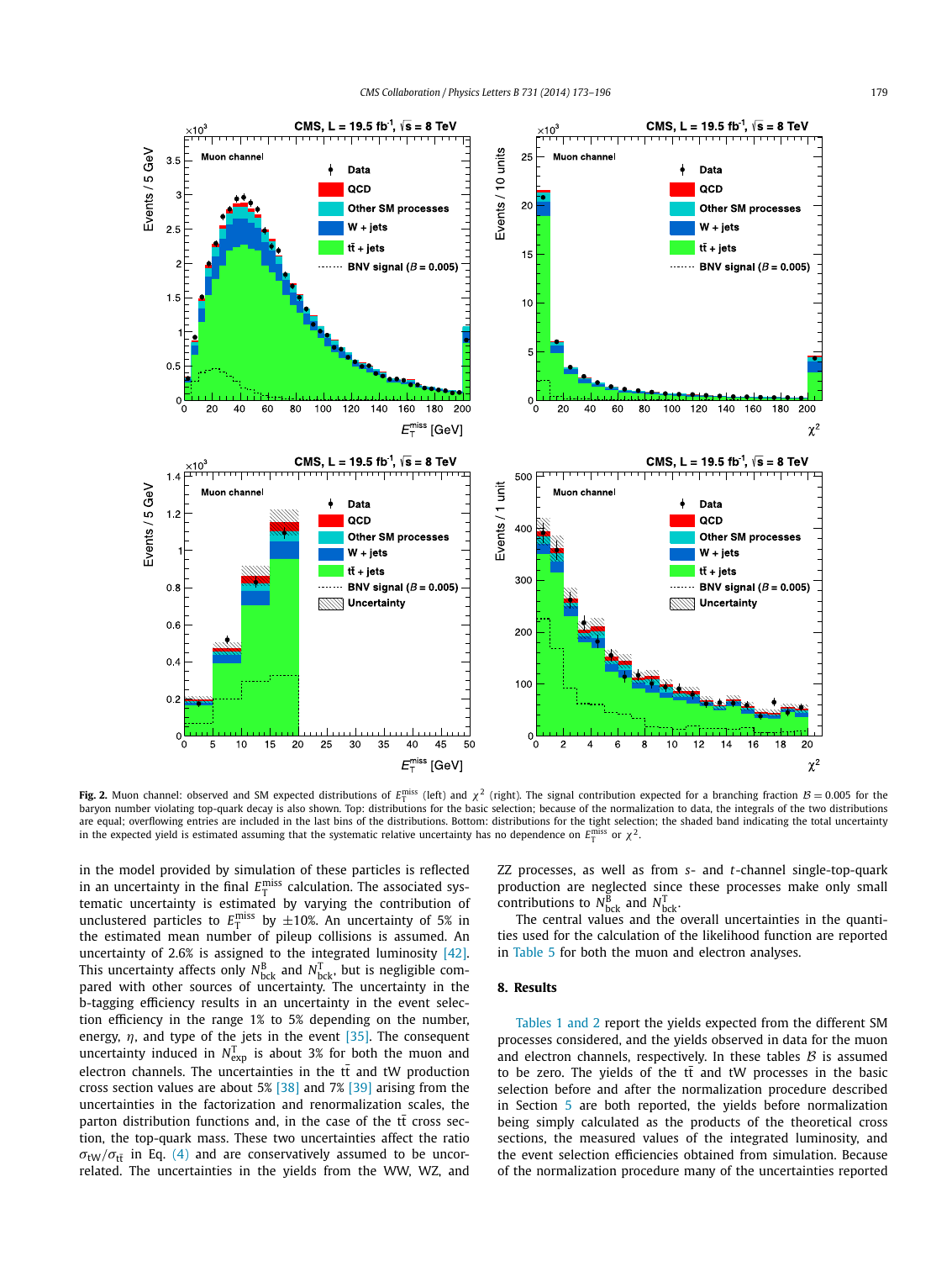**Fig. 2.** Muon channel: observed and SM expected distributions of $E_T^{miss}$ (left) and $\chi^2$ (right). The signal contribution expected for a branching fraction $\mathcal{B} = 0.005$ for the baryon number violating top-quark decay is also shown. Top: distributions for the basic selection; because of the normalization to data, the integrals of the two distributions are equal; overflowing entries are included in the last bins of the distributions. Bottom: distributions for the tight selection; the shaded band indicating the total uncertainty in the expected yield is estimated assuming that the systematic relative uncertainty has no dependence on $E_T^{miss}$ or $\chi^2$.

in the model provided by simulation of these particles is reflected in an uncertainty in the final $E_T^{miss}$ calculation. The associated systematic uncertainty is estimated by varying the contribution of unclustered particles to $E_T^{miss}$ by $\pm 10\%$. An uncertainty of 5% in the estimated mean number of pileup collisions is assumed. An uncertainty of 2.6% is assigned to the integrated luminosity [42]. This uncertainty affects only $N_{bck}^{B}$ and $N_{bck}^{T}$, but is negligible compared with other sources of uncertainty. The uncertainty in the b-tagging efficiency results in an uncertainty in the event selection efficiency in the range 1% to 5% depending on the number, energy, $\eta$, and type of the jets in the event [35]. The consequent uncertainty induced in $N_{exp}^{T}$ is about 3% for both the muon and electron channels. The uncertainties in the $t\bar{t}$ and tW production cross section values are about 5% [38] and 7% [39] arising from the uncertainties in the factorization and renormalization scales, the parton distribution functions and, in the case of the $t\bar{t}$ cross section, the top-quark mass. These two uncertainties affect the ratio $\sigma_{tW}/\sigma_{t\bar{t}}$ in Eq. (4) and are conservatively assumed to be uncorrelated. The uncertainties in the yields from the WW, WZ, and ZZ processes, as well as from $s$- and $t$-channel single-top-quark production are neglected since these processes make only small contributions to $N_{bck}^{B}$ and $N_{bck}^{T}$.

The central values and the overall uncertainties in the quantities used for the calculation of the likelihood function are reported in Table 5 for both the muon and electron analyses.

## 8. Results

Tables 1 and 2 report the yields expected from the different SM processes considered, and the yields observed in data for the muon and electron channels, respectively. In these tables $\mathcal{B}$ is assumed to be zero. The yields of the $t\bar{t}$ and tW processes in the basic selection before and after the normalization procedure described in Section 5 are both reported, the yields before normalization being simply calculated as the products of the theoretical cross sections, the measured values of the integrated luminosity, and the event selection efficiencies obtained from simulation. Because of the normalization procedure many of the uncertainties reported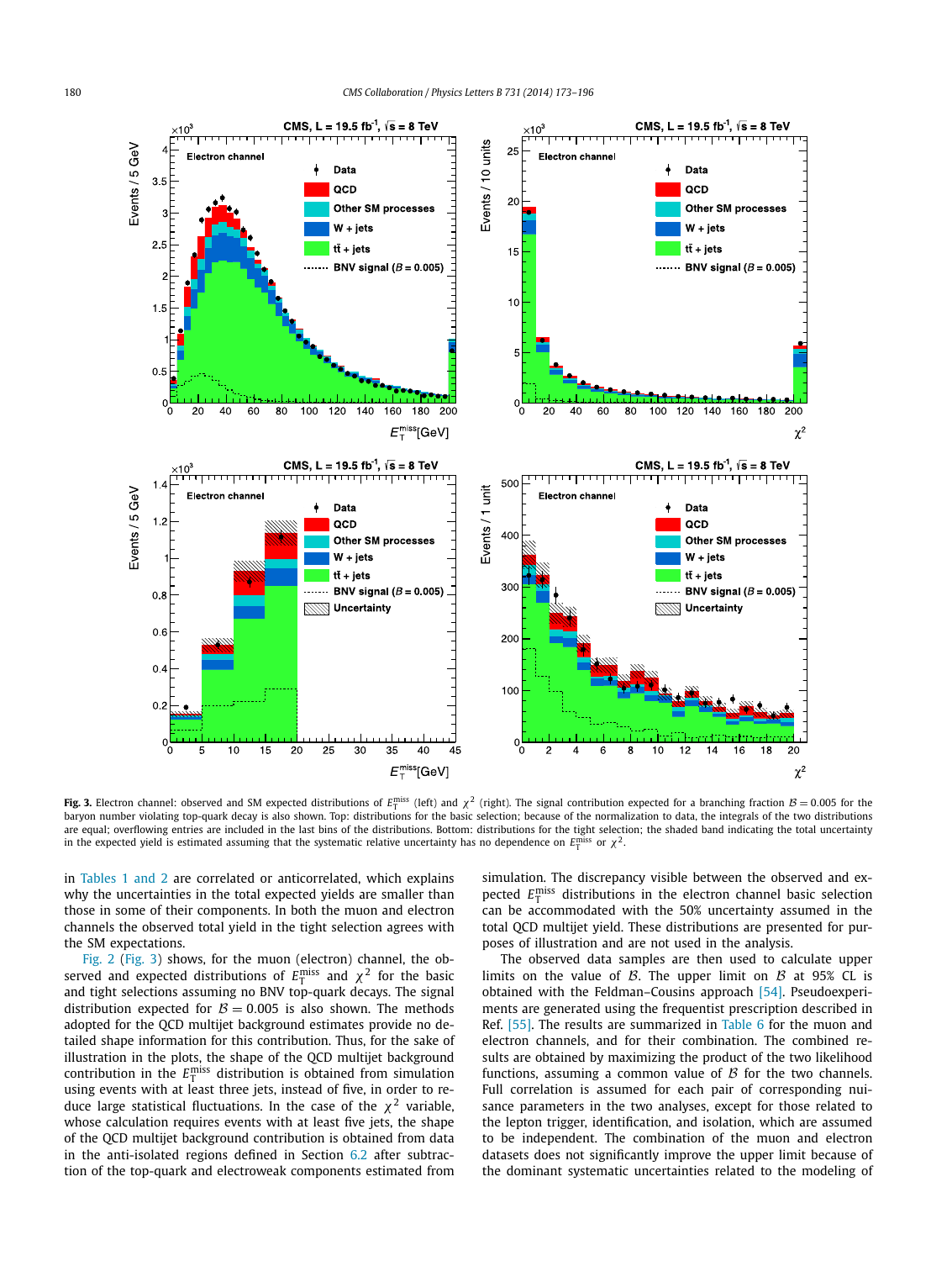**Fig. 3.** Electron channel: observed and SM expected distributions of $E_T^{miss}$ (left) and $\chi^2$ (right). The signal contribution expected for a branching fraction $\mathcal{B} = 0.005$ for the baryon number violating top-quark decay is also shown. Top: distributions for the basic selection; because of the normalization to data, the integrals of the two distributions are equal; overflowing entries are included in the last bins of the distributions. Bottom: distributions for the tight selection; the shaded band indicating the total uncertainty in the expected yield is estimated assuming that the systematic relative uncertainty has no dependence on $E_T^{miss}$ or $\chi^2$.

in Tables 1 and 2 are correlated or anticorrelated, which explains why the uncertainties in the total expected yields are smaller than those in some of their components. In both the muon and electron channels the observed total yield in the tight selection agrees with the SM expectations.

Fig. 2 (Fig. 3) shows, for the muon (electron) channel, the observed and expected distributions of $E_T^{miss}$ and $\chi^2$ for the basic and tight selections assuming no BNV top-quark decays. The signal distribution expected for $\mathcal{B} = 0.005$ is also shown. The methods adopted for the QCD multijet background estimates provide no detailed shape information for this contribution. Thus, for the sake of illustration in the plots, the shape of the QCD multijet background contribution in the $E_T^{miss}$ distribution is obtained from simulation using events with at least three jets, instead of five, in order to reduce large statistical fluctuations. In the case of the $\chi^2$ variable, whose calculation requires events with at least five jets, the shape of the QCD multijet background contribution is obtained from data in the anti-isolated regions defined in Section 6.2 after subtraction of the top-quark and electroweak components estimated from simulation. The discrepancy visible between the observed and expected $E_T^{miss}$ distributions in the electron channel basic selection can be accommodated with the 50% uncertainty assumed in the total QCD multijet yield. These distributions are presented for purposes of illustration and are not used in the analysis.

The observed data samples are then used to calculate upper limits on the value of $\mathcal{B}$. The upper limit on $\mathcal{B}$ at 95% CL is obtained with the Feldman–Cousins approach [54]. Pseudoexperiments are generated using the frequentist prescription described in Ref. [55]. The results are summarized in Table 6 for the muon and electron channels, and for their combination. The combined results are obtained by maximizing the product of the two likelihood functions, assuming a common value of $\mathcal{B}$ for the two channels. Full correlation is assumed for each pair of corresponding nuisance parameters in the two analyses, except for those related to the lepton trigger, identification, and isolation, which are assumed to be independent. The combination of the muon and electron datasets does not significantly improve the upper limit because of the dominant systematic uncertainties related to the modeling of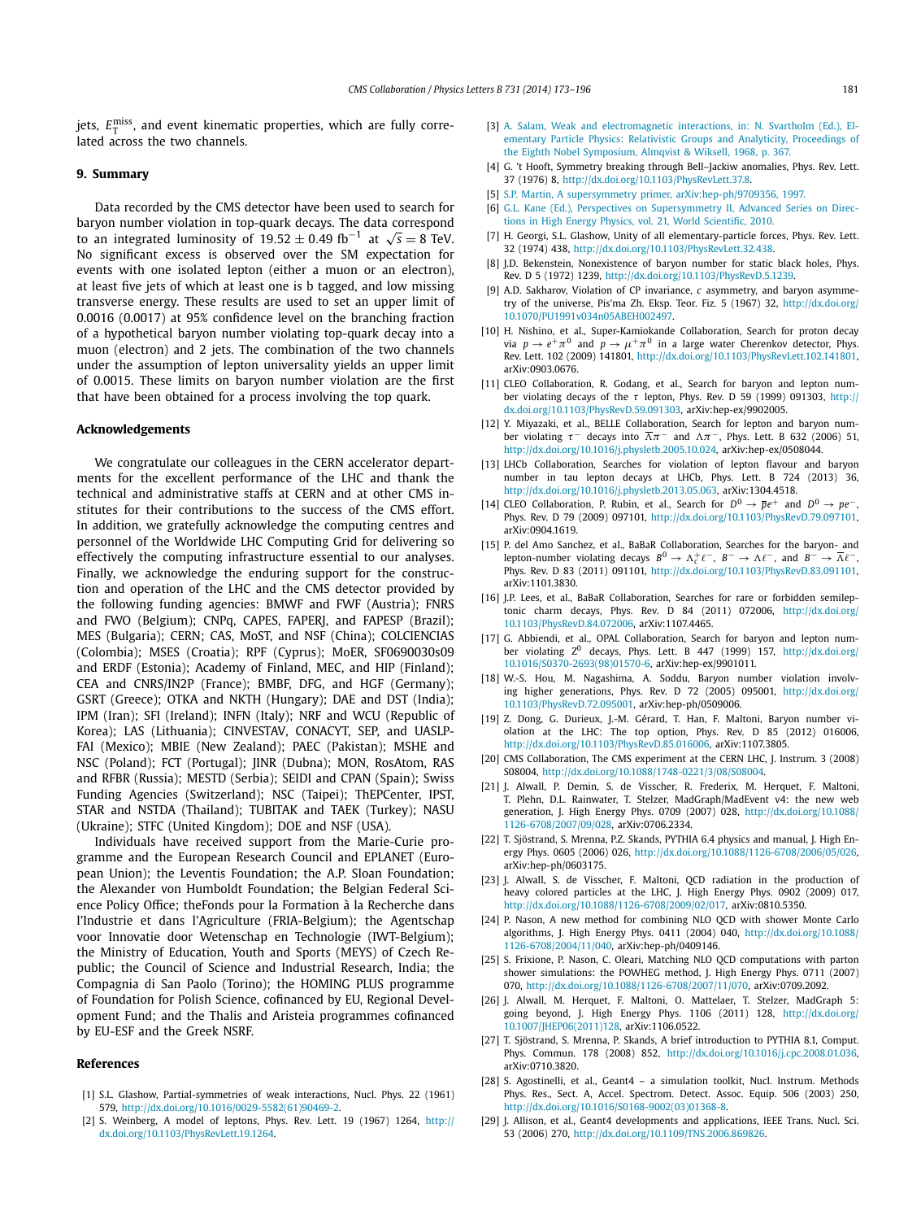jets, $E_T^{miss}$, and event kinematic properties, which are fully correlated across the two channels.

## 9. Summary

Data recorded by the CMS detector have been used to search for baryon number violation in top-quark decays. The data correspond to an integrated luminosity of $19.52 \pm 0.49$ fb$^{-1}$ at $\sqrt{s} = 8$ TeV. No significant excess is observed over the SM expectation for events with one isolated lepton (either a muon or an electron), at least five jets of which at least one is b tagged, and low missing transverse energy. These results are used to set an upper limit of 0.0016 (0.0017) at 95% confidence level on the branching fraction of a hypothetical baryon number violating top-quark decay into a muon (electron) and 2 jets. The combination of the two channels under the assumption of lepton universality yields an upper limit of 0.0015. These limits on baryon number violation are the first that have been obtained for a process involving the top quark.

## Acknowledgements

We congratulate our colleagues in the CERN accelerator departments for the excellent performance of the LHC and thank the technical and administrative staffs at CERN and at other CMS institutes for their contributions to the success of the CMS effort. In addition, we gratefully acknowledge the computing centres and personnel of the Worldwide LHC Computing Grid for delivering so effectively the computing infrastructure essential to our analyses. Finally, we acknowledge the enduring support for the construction and operation of the LHC and the CMS detector provided by the following funding agencies: BMWF and FWF (Austria); FNRS and FWO (Belgium); CNPq, CAPES, FAPERJ, and FAPESP (Brazil); MES (Bulgaria); CERN; CAS, MoST, and NSF (China); COLCIENCIAS (Colombia); MSES (Croatia); RPF (Cyprus); MoER, SF0690030s09 and ERDF (Estonia); Academy of Finland, MEC, and HIP (Finland); CEA and CNRS/IN2P (France); BMBF, DFG, and HGF (Germany); GSRT (Greece); OTKA and NKTH (Hungary); DAE and DST (India); IPM (Iran); SFI (Ireland); INFN (Italy); NRF and WCU (Republic of Korea); LAS (Lithuania); CINVESTAV, CONACYT, SEP, and UASLP-FAI (Mexico); MBIE (New Zealand); PAEC (Pakistan); MSHE and NSC (Poland); FCT (Portugal); JINR (Dubna); MON, RosAtom, RAS and RFBR (Russia); MESTD (Serbia); SEIDI and CPAN (Spain); Swiss Funding Agencies (Switzerland); NSC (Taipei); ThEPCenter, IPST, STAR and NSTDA (Thailand); TUBITAK and TAEK (Turkey); NASU (Ukraine); STFC (United Kingdom); DOE and NSF (USA).

Individuals have received support from the Marie-Curie programme and the European Research Council and EPLANET (European Union); the Leventis Foundation; the A.P. Sloan Foundation; the Alexander von Humboldt Foundation; the Belgian Federal Science Policy Office; theFonds pour la Formation à la Recherche dans l'Industrie et dans l'Agriculture (FRIA-Belgium); the Agentschap voor Innovatie door Wetenschap en Technologie (IWT-Belgium); the Ministry of Education, Youth and Sports (MEYS) of Czech Republic; the Council of Science and Industrial Research, India; the Compagnia di San Paolo (Torino); the HOMING PLUS programme of Foundation for Polish Science, cofinanced by EU, Regional Development Fund; and the Thalis and Aristeia programmes cofinanced by EU-ESF and the Greek NSRF.

## References

[1] S.L. Glashow, Partial-symmetries of weak interactions, Nucl. Phys. 22 (1961) 579, http://dx.doi.org/10.1016/0029-5582(61)90469-2.

[2] S. Weinberg, A model of leptons, Phys. Rev. Lett. 19 (1967) 1264, http://dx.doi.org/10.1103/PhysRevLett.19.1264.

[3] A. Salam, Weak and electromagnetic interactions, in: N. Svartholm (Ed.), Elementary Particle Physics: Relativistic Groups and Analyticity, Proceedings of the Eighth Nobel Symposium, Almqvist & Wiksell, 1968, p. 367.

[4] G. 't Hooft, Symmetry breaking through Bell–Jackiw anomalies, Phys. Rev. Lett. 37 (1976) 8, http://dx.doi.org/10.1103/PhysRevLett.37.8.

[5] S.P. Martin, A supersymmetry primer, arXiv:hep-ph/9709356, 1997.

[6] G.L. Kane (Ed.), Perspectives on Supersymmetry II, Advanced Series on Directions in High Energy Physics, vol. 21, World Scientific, 2010.

[7] H. Georgi, S.L. Glashow, Unity of all elementary-particle forces, Phys. Rev. Lett. 32 (1974) 438, http://dx.doi.org/10.1103/PhysRevLett.32.438.

[8] J.D. Bekenstein, Nonexistence of baryon number for static black holes, Phys. Rev. D 5 (1972) 1239, http://dx.doi.org/10.1103/PhysRevD.5.1239.

[9] A.D. Sakharov, Violation of CP invariance, $c$ asymmetry, and baryon asymmetry of the universe, Pis'ma Zh. Eksp. Teor. Fiz. 5 (1967) 32, http://dx.doi.org/10.1070/PU1991v034n05ABEH002497.

[10] H. Nishino, et al., Super-Kamiokande Collaboration, Search for proton decay via $p \to e^+\pi^0$ and $p \to \mu^+\pi^0$ in a large water Cherenkov detector, Phys. Rev. Lett. 102 (2009) 141801, http://dx.doi.org/10.1103/PhysRevLett.102.141801, arXiv:0903.0676.

[11] CLEO Collaboration, R. Godang, et al., Search for baryon and lepton number violating decays of the $\tau$ lepton, Phys. Rev. D 59 (1999) 091303, http://dx.doi.org/10.1103/PhysRevD.59.091303, arXiv:hep-ex/9902005.

[12] Y. Miyazaki, et al., BELLE Collaboration, Search for lepton and baryon number violating $\tau^-$ decays into $\overline{\Lambda}\pi^-$ and $\Lambda\pi^-$, Phys. Lett. B 632 (2006) 51, http://dx.doi.org/10.1016/j.physletb.2005.10.024, arXiv:hep-ex/0508044.

[13] LHCb Collaboration, Searches for violation of lepton flavour and baryon number in tau lepton decays at LHCb, Phys. Lett. B 724 (2013) 36, http://dx.doi.org/10.1016/j.physletb.2013.05.063, arXiv:1304.4518.

[14] CLEO Collaboration, P. Rubin, et al., Search for $D^0 \to \overline{p}e^+$ and $D^0 \to pe^-$, Phys. Rev. D 79 (2009) 097101, http://dx.doi.org/10.1103/PhysRevD.79.097101, arXiv:0904.1619.

[15] P. del Amo Sanchez, et al., BaBaR Collaboration, Searches for the baryon- and lepton-number violating decays $B^0 \to \Lambda_c^+\ell^-$, $B^- \to \Lambda\ell^-$, and $B^- \to \overline{\Lambda}\ell^-$, Phys. Rev. D 83 (2011) 091101, http://dx.doi.org/10.1103/PhysRevD.83.091101, arXiv:1101.3830.

[16] J.P. Lees, et al., BaBaR Collaboration, Searches for rare or forbidden semileptonic charm decays, Phys. Rev. D 84 (2011) 072006, http://dx.doi.org/10.1103/PhysRevD.84.072006, arXiv:1107.4465.

[17] G. Abbiendi, et al., OPAL Collaboration, Search for baryon and lepton number violating $Z^0$ decays, Phys. Lett. B 447 (1999) 157, http://dx.doi.org/10.1016/S0370-2693(98)01570-6, arXiv:hep-ex/9901011.

[18] W.-S. Hou, M. Nagashima, A. Soddu, Baryon number violation involving higher generations, Phys. Rev. D 72 (2005) 095001, http://dx.doi.org/10.1103/PhysRevD.72.095001, arXiv:hep-ph/0509006.

[19] Z. Dong, G. Durieux, J.-M. Gérard, T. Han, F. Maltoni, Baryon number violation at the LHC: The top option, Phys. Rev. D 85 (2012) 016006, http://dx.doi.org/10.1103/PhysRevD.85.016006, arXiv:1107.3805.

[20] CMS Collaboration, The CMS experiment at the CERN LHC, J. Instrum. 3 (2008) S08004, http://dx.doi.org/10.1088/1748-0221/3/08/S08004.

[21] J. Alwall, P. Demin, S. de Visscher, R. Frederix, M. Herquet, F. Maltoni, T. Plehn, D.L. Rainwater, T. Stelzer, MadGraph/MadEvent v4: the new web generation, J. High Energy Phys. 0709 (2007) 028, http://dx.doi.org/10.1088/1126-6708/2007/09/028, arXiv:0706.2334.

[22] T. Sjöstrand, S. Mrenna, P.Z. Skands, PYTHIA 6.4 physics and manual, J. High Energy Phys. 0605 (2006) 026, http://dx.doi.org/10.1088/1126-6708/2006/05/026, arXiv:hep-ph/0603175.

[23] J. Alwall, S. de Visscher, F. Maltoni, QCD radiation in the production of heavy colored particles at the LHC, J. High Energy Phys. 0902 (2009) 017, http://dx.doi.org/10.1088/1126-6708/2009/02/017, arXiv:0810.5350.

[24] P. Nason, A new method for combining NLO QCD with shower Monte Carlo algorithms, J. High Energy Phys. 0411 (2004) 040, http://dx.doi.org/10.1088/1126-6708/2004/11/040, arXiv:hep-ph/0409146.

[25] S. Frixione, P. Nason, C. Oleari, Matching NLO QCD computations with parton shower simulations: the POWHEG method, J. High Energy Phys. 0711 (2007) 070, http://dx.doi.org/10.1088/1126-6708/2007/11/070, arXiv:0709.2092.

[26] J. Alwall, M. Herquet, F. Maltoni, O. Mattelaer, T. Stelzer, MadGraph 5: going beyond, J. High Energy Phys. 1106 (2011) 128, http://dx.doi.org/10.1007/JHEP06(2011)128, arXiv:1106.0522.

[27] T. Sjöstrand, S. Mrenna, P. Skands, A brief introduction to PYTHIA 8.1, Comput. Phys. Commun. 178 (2008) 852, http://dx.doi.org/10.1016/j.cpc.2008.01.036, arXiv:0710.3820.

[28] S. Agostinelli, et al., Geant4 – a simulation toolkit, Nucl. Instrum. Methods Phys. Res., Sect. A, Accel. Spectrom. Detect. Assoc. Equip. 506 (2003) 250, http://dx.doi.org/10.1016/S0168-9002(03)01368-8.

[29] J. Allison, et al., Geant4 developments and applications, IEEE Trans. Nucl. Sci. 53 (2006) 270, http://dx.doi.org/10.1109/TNS.2006.869826.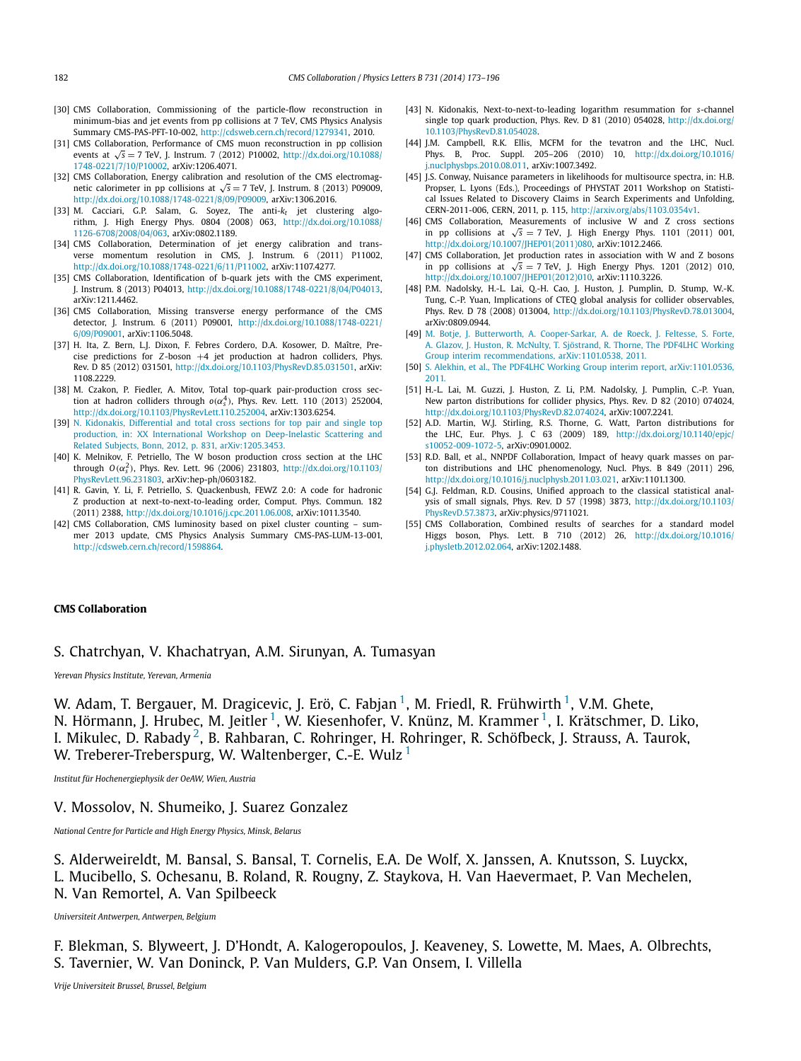[30] CMS Collaboration, Commissioning of the particle-flow reconstruction in minimum-bias and jet events from pp collisions at 7 TeV, CMS Physics Analysis Summary CMS-PAS-PFT-10-002, http://cdsweb.cern.ch/record/1279341, 2010.

[31] CMS Collaboration, Performance of CMS muon reconstruction in pp collision events at $\sqrt{s} = 7$ TeV, J. Instrum. 7 (2012) P10002, http://dx.doi.org/10.1088/1748-0221/7/10/P10002, arXiv:1206.4071.

[32] CMS Collaboration, Energy calibration and resolution of the CMS electromagnetic calorimeter in pp collisions at $\sqrt{s} = 7$ TeV, J. Instrum. 8 (2013) P09009, http://dx.doi.org/10.1088/1748-0221/8/09/P09009, arXiv:1306.2016.

[33] M. Cacciari, G.P. Salam, G. Soyez, The anti-$k_t$ jet clustering algorithm, J. High Energy Phys. 0804 (2008) 063, http://dx.doi.org/10.1088/1126-6708/2008/04/063, arXiv:0802.1189.

[34] CMS Collaboration, Determination of jet energy calibration and transverse momentum resolution in CMS, J. Instrum. 6 (2011) P11002, http://dx.doi.org/10.1088/1748-0221/6/11/P11002, arXiv:1107.4277.

[35] CMS Collaboration, Identification of b-quark jets with the CMS experiment, J. Instrum. 8 (2013) P04013, http://dx.doi.org/10.1088/1748-0221/8/04/P04013, arXiv:1211.4462.

[36] CMS Collaboration, Missing transverse energy performance of the CMS detector, J. Instrum. 6 (2011) P09001, http://dx.doi.org/10.1088/1748-0221/6/09/P09001, arXiv:1106.5048.

[37] H. Ita, Z. Bern, L.J. Dixon, F. Febres Cordero, D.A. Kosower, D. Maître, Precise predictions for $Z$-boson $+4$ jet production at hadron colliders, Phys. Rev. D 85 (2012) 031501, http://dx.doi.org/10.1103/PhysRevD.85.031501, arXiv:1108.2229.

[38] M. Czakon, P. Fiedler, A. Mitov, Total top-quark pair-production cross section at hadron colliders through $o(\alpha_s^4)$, Phys. Rev. Lett. 110 (2013) 252004, http://dx.doi.org/10.1103/PhysRevLett.110.252004, arXiv:1303.6254.

[39] N. Kidonakis, Differential and total cross sections for top pair and single top production, in: XX International Workshop on Deep-Inelastic Scattering and Related Subjects, Bonn, 2012, p. 831, arXiv:1205.3453.

[40] K. Melnikov, F. Petriello, The W boson production cross section at the LHC through $O(\alpha_s^2)$, Phys. Rev. Lett. 96 (2006) 231803, http://dx.doi.org/10.1103/PhysRevLett.96.231803, arXiv:hep-ph/0603182.

[41] R. Gavin, Y. Li, F. Petriello, S. Quackenbush, FEWZ 2.0: A code for hadronic Z production at next-to-next-to-leading order, Comput. Phys. Commun. 182 (2011) 2388, http://dx.doi.org/10.1016/j.cpc.2011.06.008, arXiv:1011.3540.

[42] CMS Collaboration, CMS luminosity based on pixel cluster counting – summer 2013 update, CMS Physics Analysis Summary CMS-PAS-LUM-13-001, http://cdsweb.cern.ch/record/1598864.

[43] N. Kidonakis, Next-to-next-to-leading logarithm resummation for $s$-channel single top quark production, Phys. Rev. D 81 (2010) 054028, http://dx.doi.org/10.1103/PhysRevD.81.054028.

[44] J.M. Campbell, R.K. Ellis, MCFM for the tevatron and the LHC, Nucl. Phys. B, Proc. Suppl. 205–206 (2010) 10, http://dx.doi.org/10.1016/j.nuclphysbps.2010.08.011, arXiv:1007.3492.

[45] J.S. Conway, Nuisance parameters in likelihoods for multisource spectra, in: H.B. Propser, L. Lyons (Eds.), Proceedings of PHYSTAT 2011 Workshop on Statistical Issues Related to Discovery Claims in Search Experiments and Unfolding, CERN-2011-006, CERN, 2011, p. 115, http://arxiv.org/abs/1103.0354v1.

[46] CMS Collaboration, Measurements of inclusive W and Z cross sections in pp collisions at $\sqrt{s} = 7$ TeV, J. High Energy Phys. 1101 (2011) 001, http://dx.doi.org/10.1007/JHEP01(2011)080, arXiv:1012.2466.

[47] CMS Collaboration, Jet production rates in association with W and Z bosons in pp collisions at $\sqrt{s} = 7$ TeV, J. High Energy Phys. 1201 (2012) 010, http://dx.doi.org/10.1007/JHEP01(2012)010, arXiv:1110.3226.

[48] P.M. Nadolsky, H.-L. Lai, Q.-H. Cao, J. Huston, J. Pumplin, D. Stump, W.-K. Tung, C.-P. Yuan, Implications of CTEQ global analysis for collider observables, Phys. Rev. D 78 (2008) 013004, http://dx.doi.org/10.1103/PhysRevD.78.013004, arXiv:0809.0944.

[49] M. Botje, J. Butterworth, A. Cooper-Sarkar, A. de Roeck, J. Feltesse, S. Forte, A. Glazov, J. Huston, R. McNulty, T. Sjöstrand, R. Thorne, The PDF4LHC Working Group interim recommendations, arXiv:1101.0538, 2011.

[50] S. Alekhin, et al., The PDF4LHC Working Group interim report, arXiv:1101.0536, 2011.

[51] H.-L. Lai, M. Guzzi, J. Huston, Z. Li, P.M. Nadolsky, J. Pumplin, C.-P. Yuan, New parton distributions for collider physics, Phys. Rev. D 82 (2010) 074024, http://dx.doi.org/10.1103/PhysRevD.82.074024, arXiv:1007.2241.

[52] A.D. Martin, W.J. Stirling, R.S. Thorne, G. Watt, Parton distributions for the LHC, Eur. Phys. J. C 63 (2009) 189, http://dx.doi.org/10.1140/epjc/s10052-009-1072-5, arXiv:0901.0002.

[53] R.D. Ball, et al., NNPDF Collaboration, Impact of heavy quark masses on parton distributions and LHC phenomenology, Nucl. Phys. B 849 (2011) 296, http://dx.doi.org/10.1016/j.nuclphysb.2011.03.021, arXiv:1101.1300.

[54] G.J. Feldman, R.D. Cousins, Unified approach to the classical statistical analysis of small signals, Phys. Rev. D 57 (1998) 3873, http://dx.doi.org/10.1103/PhysRevD.57.3873, arXiv:physics/9711021.

[55] CMS Collaboration, Combined results of searches for a standard model Higgs boson, Phys. Lett. B 710 (2012) 26, http://dx.doi.org/10.1016/j.physletb.2012.02.064, arXiv:1202.1488.

**CMS Collaboration**

S. Chatrchyan, V. Khachatryan, A.M. Sirunyan, A. Tumasyan

*Yerevan Physics Institute, Yerevan, Armenia*

W. Adam, T. Bergauer, M. Dragicevic, J. Erö, C. Fabjan [1], M. Friedl, R. Frühwirth [1], V.M. Ghete, N. Hörmann, J. Hrubec, M. Jeitler [1], W. Kiesenhofer, V. Knünz, M. Krammer [1], I. Krätschmer, D. Liko, I. Mikulec, D. Rabady [2], B. Rahbaran, C. Rohringer, H. Rohringer, R. Schöfbeck, J. Strauss, A. Taurok, W. Treberer-Treberspurg, W. Waltenberger, C.-E. Wulz [1]

*Institut für Hochenergiephysik der OeAW, Wien, Austria*

V. Mossolov, N. Shumeiko, J. Suarez Gonzalez

*National Centre for Particle and High Energy Physics, Minsk, Belarus*

S. Alderweireldt, M. Bansal, S. Bansal, T. Cornelis, E.A. De Wolf, X. Janssen, A. Knutsson, S. Luyckx, L. Mucibello, S. Ochesanu, B. Roland, R. Rougny, Z. Staykova, H. Van Haevermaet, P. Van Mechelen, N. Van Remortel, A. Van Spilbeeck

*Universiteit Antwerpen, Antwerpen, Belgium*

F. Blekman, S. Blyweert, J. D'Hondt, A. Kalogeropoulos, J. Keaveney, S. Lowette, M. Maes, A. Olbrechts, S. Tavernier, W. Van Doninck, P. Van Mulders, G.P. Van Onsem, I. Villella

*Vrije Universiteit Brussel, Brussel, Belgium*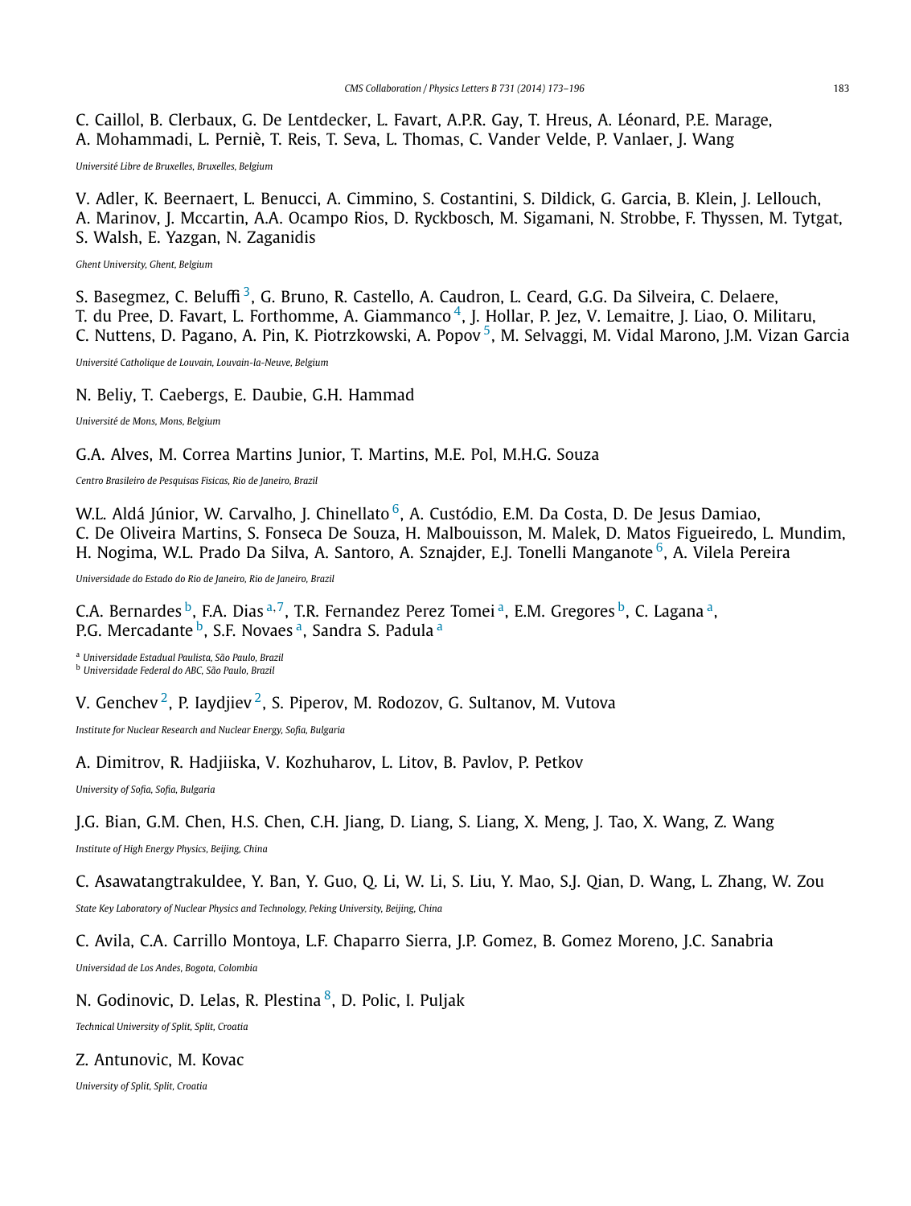C. Caillol, B. Clerbaux, G. De Lentdecker, L. Favart, A.P.R. Gay, T. Hreus, A. Léonard, P.E. Marage, A. Mohammadi, L. Perniè, T. Reis, T. Seva, L. Thomas, C. Vander Velde, P. Vanlaer, J. Wang

*Université Libre de Bruxelles, Bruxelles, Belgium*

V. Adler, K. Beernaert, L. Benucci, A. Cimmino, S. Costantini, S. Dildick, G. Garcia, B. Klein, J. Lellouch, A. Marinov, J. Mccartin, A.A. Ocampo Rios, D. Ryckbosch, M. Sigamani, N. Strobbe, F. Thyssen, M. Tytgat, S. Walsh, E. Yazgan, N. Zaganidis

*Ghent University, Ghent, Belgium*

S. Basegmez, C. Beluffi [3], G. Bruno, R. Castello, A. Caudron, L. Ceard, G.G. Da Silveira, C. Delaere, T. du Pree, D. Favart, L. Forthomme, A. Giammanco [4], J. Hollar, P. Jez, V. Lemaitre, J. Liao, O. Militaru, C. Nuttens, D. Pagano, A. Pin, K. Piotrzkowski, A. Popov [5], M. Selvaggi, M. Vidal Marono, J.M. Vizan Garcia

*Université Catholique de Louvain, Louvain-la-Neuve, Belgium*

N. Beliy, T. Caebergs, E. Daubie, G.H. Hammad

*Université de Mons, Mons, Belgium*

G.A. Alves, M. Correa Martins Junior, T. Martins, M.E. Pol, M.H.G. Souza

*Centro Brasileiro de Pesquisas Fisicas, Rio de Janeiro, Brazil*

W.L. Aldá Júnior, W. Carvalho, J. Chinellato [6], A. Custódio, E.M. Da Costa, D. De Jesus Damiao, C. De Oliveira Martins, S. Fonseca De Souza, H. Malbouisson, M. Malek, D. Matos Figueiredo, L. Mundim, H. Nogima, W.L. Prado Da Silva, A. Santoro, A. Sznajder, E.J. Tonelli Manganote [6], A. Vilela Pereira

*Universidade do Estado do Rio de Janeiro, Rio de Janeiro, Brazil*

C.A. Bernardes [b], F.A. Dias [a,7], T.R. Fernandez Perez Tomei [a], E.M. Gregores [b], C. Lagana [a], P.G. Mercadante [b], S.F. Novaes [a], Sandra S. Padula [a]

[a] *Universidade Estadual Paulista, São Paulo, Brazil*
[b] *Universidade Federal do ABC, São Paulo, Brazil*

V. Genchev [2], P. Iaydjiev [2], S. Piperov, M. Rodozov, G. Sultanov, M. Vutova

*Institute for Nuclear Research and Nuclear Energy, Sofia, Bulgaria*

A. Dimitrov, R. Hadjiiska, V. Kozhuharov, L. Litov, B. Pavlov, P. Petkov

*University of Sofia, Sofia, Bulgaria*

J.G. Bian, G.M. Chen, H.S. Chen, C.H. Jiang, D. Liang, S. Liang, X. Meng, J. Tao, X. Wang, Z. Wang

*Institute of High Energy Physics, Beijing, China*

C. Asawatangtrakuldee, Y. Ban, Y. Guo, Q. Li, W. Li, S. Liu, Y. Mao, S.J. Qian, D. Wang, L. Zhang, W. Zou

*State Key Laboratory of Nuclear Physics and Technology, Peking University, Beijing, China*

C. Avila, C.A. Carrillo Montoya, L.F. Chaparro Sierra, J.P. Gomez, B. Gomez Moreno, J.C. Sanabria

*Universidad de Los Andes, Bogota, Colombia*

N. Godinovic, D. Lelas, R. Plestina [8], D. Polic, I. Puljak

*Technical University of Split, Split, Croatia*

Z. Antunovic, M. Kovac

*University of Split, Split, Croatia*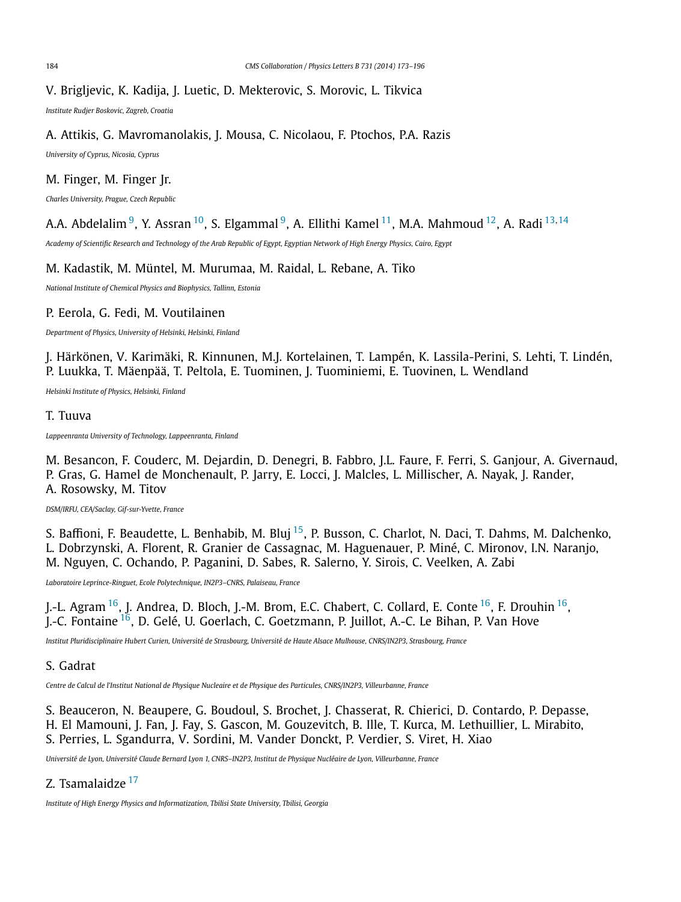V. Brigljevic, K. Kadija, J. Luetic, D. Mekterovic, S. Morovic, L. Tikvica

*Institute Rudjer Boskovic, Zagreb, Croatia*

A. Attikis, G. Mavromanolakis, J. Mousa, C. Nicolaou, F. Ptochos, P.A. Razis

*University of Cyprus, Nicosia, Cyprus*

M. Finger, M. Finger Jr.

*Charles University, Prague, Czech Republic*

A.A. Abdelalim [9], Y. Assran [10], S. Elgammal [9], A. Ellithi Kamel [11], M.A. Mahmoud [12], A. Radi [13,14]

*Academy of Scientific Research and Technology of the Arab Republic of Egypt, Egyptian Network of High Energy Physics, Cairo, Egypt*

M. Kadastik, M. Müntel, M. Murumaa, M. Raidal, L. Rebane, A. Tiko

*National Institute of Chemical Physics and Biophysics, Tallinn, Estonia*

P. Eerola, G. Fedi, M. Voutilainen

*Department of Physics, University of Helsinki, Helsinki, Finland*

J. Härkönen, V. Karimäki, R. Kinnunen, M.J. Kortelainen, T. Lampén, K. Lassila-Perini, S. Lehti, T. Lindén, P. Luukka, T. Mäenpää, T. Peltola, E. Tuominen, J. Tuominiemi, E. Tuovinen, L. Wendland

*Helsinki Institute of Physics, Helsinki, Finland*

T. Tuuva

*Lappeenranta University of Technology, Lappeenranta, Finland*

M. Besancon, F. Couderc, M. Dejardin, D. Denegri, B. Fabbro, J.L. Faure, F. Ferri, S. Ganjour, A. Givernaud, P. Gras, G. Hamel de Monchenault, P. Jarry, E. Locci, J. Malcles, L. Millischer, A. Nayak, J. Rander, A. Rosowsky, M. Titov

*DSM/IRFU, CEA/Saclay, Gif-sur-Yvette, France*

S. Baffioni, F. Beaudette, L. Benhabib, M. Bluj [15], P. Busson, C. Charlot, N. Daci, T. Dahms, M. Dalchenko, L. Dobrzynski, A. Florent, R. Granier de Cassagnac, M. Haguenauer, P. Miné, C. Mironov, I.N. Naranjo, M. Nguyen, C. Ochando, P. Paganini, D. Sabes, R. Salerno, Y. Sirois, C. Veelken, A. Zabi

*Laboratoire Leprince-Ringuet, Ecole Polytechnique, IN2P3–CNRS, Palaiseau, France*

J.-L. Agram [16], J. Andrea, D. Bloch, J.-M. Brom, E.C. Chabert, C. Collard, E. Conte [16], F. Drouhin [16], J.-C. Fontaine [16], D. Gelé, U. Goerlach, C. Goetzmann, P. Juillot, A.-C. Le Bihan, P. Van Hove

*Institut Pluridisciplinaire Hubert Curien, Université de Strasbourg, Université de Haute Alsace Mulhouse, CNRS/IN2P3, Strasbourg, France*

S. Gadrat

*Centre de Calcul de l'Institut National de Physique Nucleaire et de Physique des Particules, CNRS/IN2P3, Villeurbanne, France*

S. Beauceron, N. Beaupere, G. Boudoul, S. Brochet, J. Chasserat, R. Chierici, D. Contardo, P. Depasse, H. El Mamouni, J. Fan, J. Fay, S. Gascon, M. Gouzevitch, B. Ille, T. Kurca, M. Lethuillier, L. Mirabito, S. Perries, L. Sgandurra, V. Sordini, M. Vander Donckt, P. Verdier, S. Viret, H. Xiao

*Université de Lyon, Université Claude Bernard Lyon 1, CNRS–IN2P3, Institut de Physique Nucléaire de Lyon, Villeurbanne, France*

Z. Tsamalaidze [17]

*Institute of High Energy Physics and Informatization, Tbilisi State University, Tbilisi, Georgia*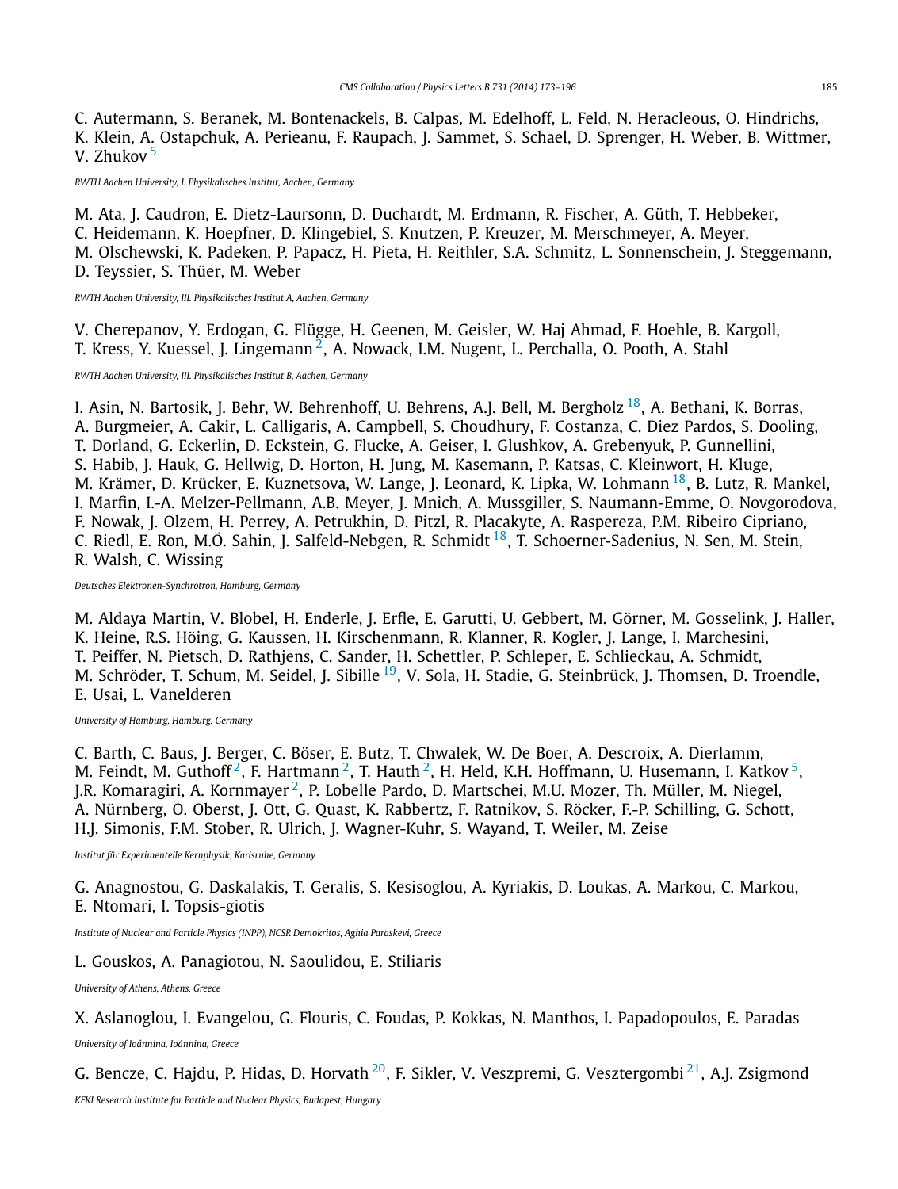C. Autermann, S. Beranek, M. Bontenackels, B. Calpas, M. Edelhoff, L. Feld, N. Heracleous, O. Hindrichs, K. Klein, A. Ostapchuk, A. Perieanu, F. Raupach, J. Sammet, S. Schael, D. Sprenger, H. Weber, B. Wittmer, V. Zhukov [5]

*RWTH Aachen University, I. Physikalisches Institut, Aachen, Germany*

M. Ata, J. Caudron, E. Dietz-Laursonn, D. Duchardt, M. Erdmann, R. Fischer, A. Güth, T. Hebbeker, C. Heidemann, K. Hoepfner, D. Klingebiel, S. Knutzen, P. Kreuzer, M. Merschmeyer, A. Meyer, M. Olschewski, K. Padeken, P. Papacz, H. Pieta, H. Reithler, S.A. Schmitz, L. Sonnenschein, J. Steggemann, D. Teyssier, S. Thüer, M. Weber

*RWTH Aachen University, III. Physikalisches Institut A, Aachen, Germany*

V. Cherepanov, Y. Erdogan, G. Flügge, H. Geenen, M. Geisler, W. Haj Ahmad, F. Hoehle, B. Kargoll, T. Kress, Y. Kuessel, J. Lingemann [2], A. Nowack, I.M. Nugent, L. Perchalla, O. Pooth, A. Stahl

*RWTH Aachen University, III. Physikalisches Institut B, Aachen, Germany*

I. Asin, N. Bartosik, J. Behr, W. Behrenhoff, U. Behrens, A.J. Bell, M. Bergholz [18], A. Bethani, K. Borras, A. Burgmeier, A. Cakir, L. Calligaris, A. Campbell, S. Choudhury, F. Costanza, C. Diez Pardos, S. Dooling, T. Dorland, G. Eckerlin, D. Eckstein, G. Flucke, A. Geiser, I. Glushkov, A. Grebenyuk, P. Gunnellini, S. Habib, J. Hauk, G. Hellwig, D. Horton, H. Jung, M. Kasemann, P. Katsas, C. Kleinwort, H. Kluge, M. Krämer, D. Krücker, E. Kuznetsova, W. Lange, J. Leonard, K. Lipka, W. Lohmann [18], B. Lutz, R. Mankel, I. Marfin, I.-A. Melzer-Pellmann, A.B. Meyer, J. Mnich, A. Mussgiller, S. Naumann-Emme, O. Novgorodova, F. Nowak, J. Olzem, H. Perrey, A. Petrukhin, D. Pitzl, R. Placakyte, A. Raspereza, P.M. Ribeiro Cipriano, C. Riedl, E. Ron, M.Ö. Sahin, J. Salfeld-Nebgen, R. Schmidt [18], T. Schoerner-Sadenius, N. Sen, M. Stein, R. Walsh, C. Wissing

*Deutsches Elektronen-Synchrotron, Hamburg, Germany*

M. Aldaya Martin, V. Blobel, H. Enderle, J. Erfle, E. Garutti, U. Gebbert, M. Görner, M. Gosselink, J. Haller, K. Heine, R.S. Höing, G. Kaussen, H. Kirschenmann, R. Klanner, R. Kogler, J. Lange, I. Marchesini, T. Peiffer, N. Pietsch, D. Rathjens, C. Sander, H. Schettler, P. Schleper, E. Schlieckau, A. Schmidt, M. Schröder, T. Schum, M. Seidel, J. Sibille [19], V. Sola, H. Stadie, G. Steinbrück, J. Thomsen, D. Troendle, E. Usai, L. Vanelderen

*University of Hamburg, Hamburg, Germany*

C. Barth, C. Baus, J. Berger, C. Böser, E. Butz, T. Chwalek, W. De Boer, A. Descroix, A. Dierlamm, M. Feindt, M. Guthoff [2], F. Hartmann [2], T. Hauth [2], H. Held, K.H. Hoffmann, U. Husemann, I. Katkov [5], J.R. Komaragiri, A. Kornmayer [2], P. Lobelle Pardo, D. Martschei, M.U. Mozer, Th. Müller, M. Niegel, A. Nürnberg, O. Oberst, J. Ott, G. Quast, K. Rabbertz, F. Ratnikov, S. Röcker, F.-P. Schilling, G. Schott, H.J. Simonis, F.M. Stober, R. Ulrich, J. Wagner-Kuhr, S. Wayand, T. Weiler, M. Zeise

*Institut für Experimentelle Kernphysik, Karlsruhe, Germany*

G. Anagnostou, G. Daskalakis, T. Geralis, S. Kesisoglou, A. Kyriakis, D. Loukas, A. Markou, C. Markou, E. Ntomari, I. Topsis-giotis

*Institute of Nuclear and Particle Physics (INPP), NCSR Demokritos, Aghia Paraskevi, Greece*

L. Gouskos, A. Panagiotou, N. Saoulidou, E. Stiliaris

*University of Athens, Athens, Greece*

X. Aslanoglou, I. Evangelou, G. Flouris, C. Foudas, P. Kokkas, N. Manthos, I. Papadopoulos, E. Paradas

*University of Ioánnina, Ioánnina, Greece*

G. Bencze, C. Hajdu, P. Hidas, D. Horvath [20], F. Sikler, V. Veszpremi, G. Vesztergombi [21], A.J. Zsigmond

*KFKI Research Institute for Particle and Nuclear Physics, Budapest, Hungary*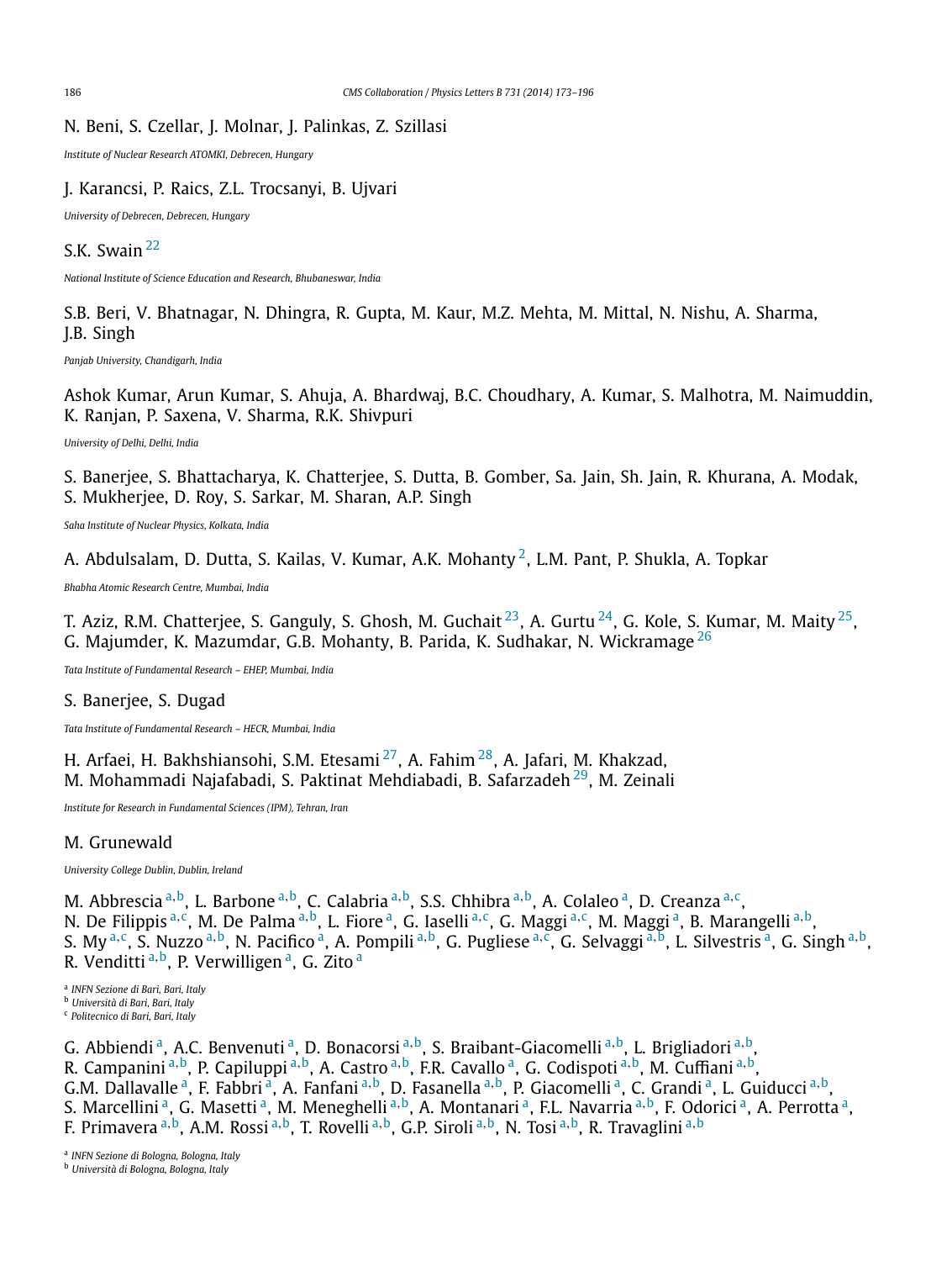N. Beni, S. Czellar, J. Molnar, J. Palinkas, Z. Szillasi

*Institute of Nuclear Research ATOMKI, Debrecen, Hungary*

J. Karancsi, P. Raics, Z.L. Trocsanyi, B. Ujvari

*University of Debrecen, Debrecen, Hungary*

S.K. Swain [22]

*National Institute of Science Education and Research, Bhubaneswar, India*

S.B. Beri, V. Bhatnagar, N. Dhingra, R. Gupta, M. Kaur, M.Z. Mehta, M. Mittal, N. Nishu, A. Sharma, J.B. Singh

*Panjab University, Chandigarh, India*

Ashok Kumar, Arun Kumar, S. Ahuja, A. Bhardwaj, B.C. Choudhary, A. Kumar, S. Malhotra, M. Naimuddin, K. Ranjan, P. Saxena, V. Sharma, R.K. Shivpuri

*University of Delhi, Delhi, India*

S. Banerjee, S. Bhattacharya, K. Chatterjee, S. Dutta, B. Gomber, Sa. Jain, Sh. Jain, R. Khurana, A. Modak, S. Mukherjee, D. Roy, S. Sarkar, M. Sharan, A.P. Singh

*Saha Institute of Nuclear Physics, Kolkata, India*

A. Abdulsalam, D. Dutta, S. Kailas, V. Kumar, A.K. Mohanty [2], L.M. Pant, P. Shukla, A. Topkar

*Bhabha Atomic Research Centre, Mumbai, India*

T. Aziz, R.M. Chatterjee, S. Ganguly, S. Ghosh, M. Guchait [23], A. Gurtu [24], G. Kole, S. Kumar, M. Maity [25], G. Majumder, K. Mazumdar, G.B. Mohanty, B. Parida, K. Sudhakar, N. Wickramage [26]

*Tata Institute of Fundamental Research – EHEP, Mumbai, India*

S. Banerjee, S. Dugad

*Tata Institute of Fundamental Research – HECR, Mumbai, India*

H. Arfaei, H. Bakhshiansohi, S.M. Etesami [27], A. Fahim [28], A. Jafari, M. Khakzad, M. Mohammadi Najafabadi, S. Paktinat Mehdiabadi, B. Safarzadeh [29], M. Zeinali

*Institute for Research in Fundamental Sciences (IPM), Tehran, Iran*

M. Grunewald

*University College Dublin, Dublin, Ireland*

M. Abbrescia [a,b], L. Barbone [a,b], C. Calabria [a,b], S.S. Chhibra [a,b], A. Colaleo [a], D. Creanza [a,c], N. De Filippis [a,c], M. De Palma [a,b], L. Fiore [a], G. Iaselli [a,c], G. Maggi [a,c], M. Maggi [a], B. Marangelli [a,b], S. My [a,c], S. Nuzzo [a,b], N. Pacifico [a], A. Pompili [a,b], G. Pugliese [a,c], G. Selvaggi [a,b], L. Silvestris [a], G. Singh [a,b], R. Venditti [a,b], P. Verwilligen [a], G. Zito [a]

[a] *INFN Sezione di Bari, Bari, Italy*
[b] *Università di Bari, Bari, Italy*
[c] *Politecnico di Bari, Bari, Italy*

G. Abbiendi [a], A.C. Benvenuti [a], D. Bonacorsi [a,b], S. Braibant-Giacomelli [a,b], L. Brigliadori [a,b], R. Campanini [a,b], P. Capiluppi [a,b], A. Castro [a,b], F.R. Cavallo [a], G. Codispoti [a,b], M. Cuffiani [a,b], G.M. Dallavalle [a], F. Fabbri [a], A. Fanfani [a,b], D. Fasanella [a,b], P. Giacomelli [a], C. Grandi [a], L. Guiducci [a,b], S. Marcellini [a], G. Masetti [a], M. Meneghelli [a,b], A. Montanari [a], F.L. Navarria [a,b], F. Odorici [a], A. Perrotta [a], F. Primavera [a,b], A.M. Rossi [a,b], T. Rovelli [a,b], G.P. Siroli [a,b], N. Tosi [a,b], R. Travaglini [a,b]

[a] *INFN Sezione di Bologna, Bologna, Italy*
[b] *Università di Bologna, Bologna, Italy*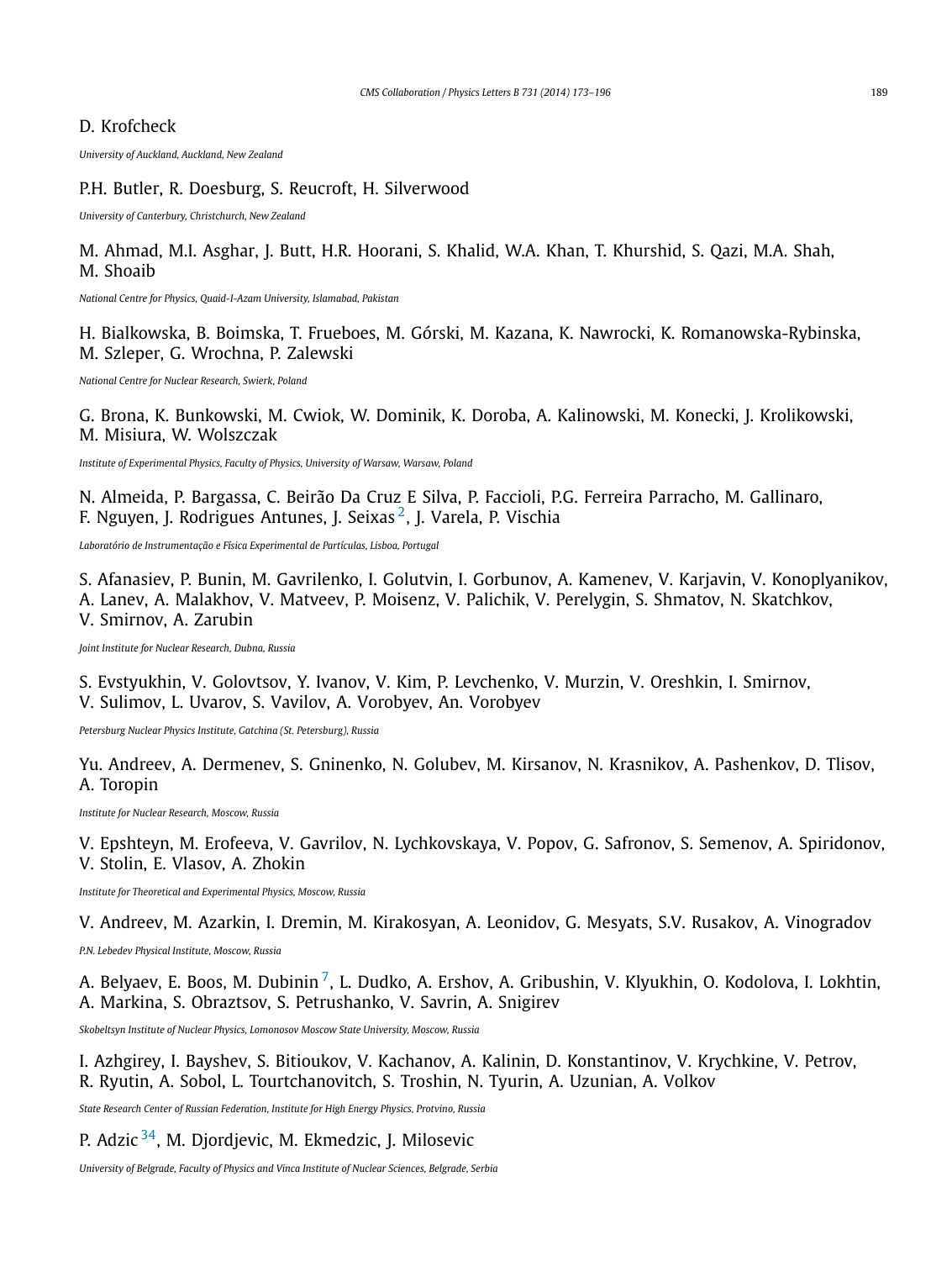D. Krofcheck

*University of Auckland, Auckland, New Zealand*

P.H. Butler, R. Doesburg, S. Reucroft, H. Silverwood

*University of Canterbury, Christchurch, New Zealand*

M. Ahmad, M.I. Asghar, J. Butt, H.R. Hoorani, S. Khalid, W.A. Khan, T. Khurshid, S. Qazi, M.A. Shah, M. Shoaib

*National Centre for Physics, Quaid-I-Azam University, Islamabad, Pakistan*

H. Bialkowska, B. Boimska, T. Frueboes, M. Górski, M. Kazana, K. Nawrocki, K. Romanowska-Rybinska, M. Szleper, G. Wrochna, P. Zalewski

*National Centre for Nuclear Research, Swierk, Poland*

G. Brona, K. Bunkowski, M. Cwiok, W. Dominik, K. Doroba, A. Kalinowski, M. Konecki, J. Krolikowski, M. Misiura, W. Wolszczak

*Institute of Experimental Physics, Faculty of Physics, University of Warsaw, Warsaw, Poland*

N. Almeida, P. Bargassa, C. Beirão Da Cruz E Silva, P. Faccioli, P.G. Ferreira Parracho, M. Gallinaro, F. Nguyen, J. Rodrigues Antunes, J. Seixas [2], J. Varela, P. Vischia

*Laboratório de Instrumentação e Física Experimental de Partículas, Lisboa, Portugal*

S. Afanasiev, P. Bunin, M. Gavrilenko, I. Golutvin, I. Gorbunov, A. Kamenev, V. Karjavin, V. Konoplyanikov, A. Lanev, A. Malakhov, V. Matveev, P. Moisenz, V. Palichik, V. Perelygin, S. Shmatov, N. Skatchkov, V. Smirnov, A. Zarubin

*Joint Institute for Nuclear Research, Dubna, Russia*

S. Evstyukhin, V. Golovtsov, Y. Ivanov, V. Kim, P. Levchenko, V. Murzin, V. Oreshkin, I. Smirnov, V. Sulimov, L. Uvarov, S. Vavilov, A. Vorobyev, An. Vorobyev

*Petersburg Nuclear Physics Institute, Gatchina (St. Petersburg), Russia*

Yu. Andreev, A. Dermenev, S. Gninenko, N. Golubev, M. Kirsanov, N. Krasnikov, A. Pashenkov, D. Tlisov, A. Toropin

*Institute for Nuclear Research, Moscow, Russia*

V. Epshteyn, M. Erofeeva, V. Gavrilov, N. Lychkovskaya, V. Popov, G. Safronov, S. Semenov, A. Spiridonov, V. Stolin, E. Vlasov, A. Zhokin

*Institute for Theoretical and Experimental Physics, Moscow, Russia*

V. Andreev, M. Azarkin, I. Dremin, M. Kirakosyan, A. Leonidov, G. Mesyats, S.V. Rusakov, A. Vinogradov

*P.N. Lebedev Physical Institute, Moscow, Russia*

A. Belyaev, E. Boos, M. Dubinin [7], L. Dudko, A. Ershov, A. Gribushin, V. Klyukhin, O. Kodolova, I. Lokhtin, A. Markina, S. Obraztsov, S. Petrushanko, V. Savrin, A. Snigirev

*Skobeltsyn Institute of Nuclear Physics, Lomonosov Moscow State University, Moscow, Russia*

I. Azhgirey, I. Bayshev, S. Bitioukov, V. Kachanov, A. Kalinin, D. Konstantinov, V. Krychkine, V. Petrov, R. Ryutin, A. Sobol, L. Tourtchanovitch, S. Troshin, N. Tyurin, A. Uzunian, A. Volkov

*State Research Center of Russian Federation, Institute for High Energy Physics, Protvino, Russia*

P. Adzic [34], M. Djordjevic, M. Ekmedzic, J. Milosevic

*University of Belgrade, Faculty of Physics and Vinca Institute of Nuclear Sciences, Belgrade, Serbia*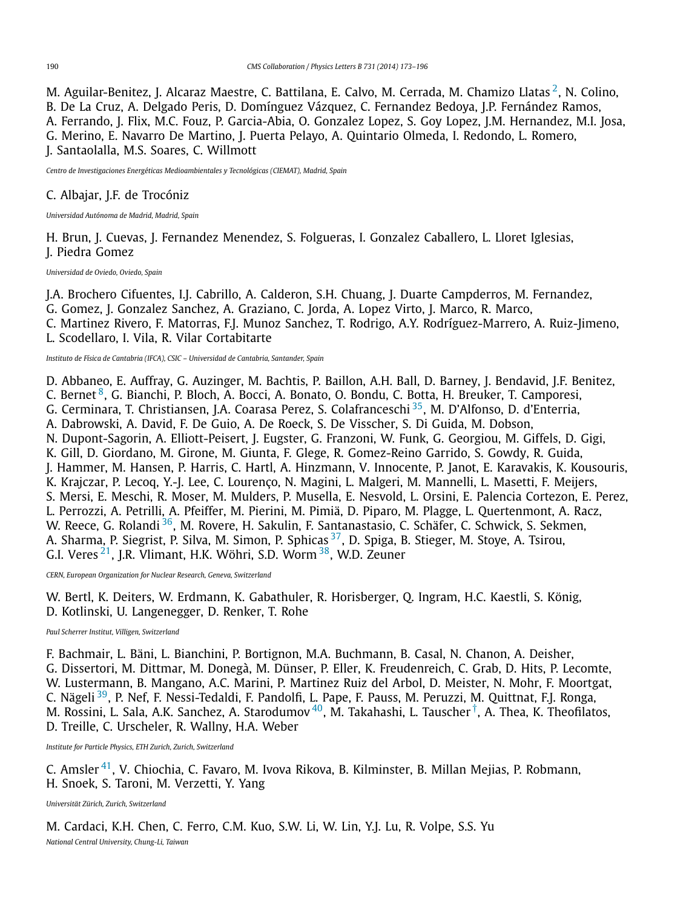M. Aguilar-Benitez, J. Alcaraz Maestre, C. Battilana, E. Calvo, M. Cerrada, M. Chamizo Llatas [2], N. Colino, B. De La Cruz, A. Delgado Peris, D. Domínguez Vázquez, C. Fernandez Bedoya, J.P. Fernández Ramos, A. Ferrando, J. Flix, M.C. Fouz, P. Garcia-Abia, O. Gonzalez Lopez, S. Goy Lopez, J.M. Hernandez, M.I. Josa, G. Merino, E. Navarro De Martino, J. Puerta Pelayo, A. Quintario Olmeda, I. Redondo, L. Romero, J. Santaolalla, M.S. Soares, C. Willmott

*Centro de Investigaciones Energéticas Medioambientales y Tecnológicas (CIEMAT), Madrid, Spain*

C. Albajar, J.F. de Trocóniz

*Universidad Autónoma de Madrid, Madrid, Spain*

H. Brun, J. Cuevas, J. Fernandez Menendez, S. Folgueras, I. Gonzalez Caballero, L. Lloret Iglesias, J. Piedra Gomez

*Universidad de Oviedo, Oviedo, Spain*

J.A. Brochero Cifuentes, I.J. Cabrillo, A. Calderon, S.H. Chuang, J. Duarte Campderros, M. Fernandez, G. Gomez, J. Gonzalez Sanchez, A. Graziano, C. Jorda, A. Lopez Virto, J. Marco, R. Marco, C. Martinez Rivero, F. Matorras, F.J. Munoz Sanchez, T. Rodrigo, A.Y. Rodríguez-Marrero, A. Ruiz-Jimeno, L. Scodellaro, I. Vila, R. Vilar Cortabitarte

*Instituto de Física de Cantabria (IFCA), CSIC – Universidad de Cantabria, Santander, Spain*

D. Abbaneo, E. Auffray, G. Auzinger, M. Bachtis, P. Baillon, A.H. Ball, D. Barney, J. Bendavid, J.F. Benitez, C. Bernet [8], G. Bianchi, P. Bloch, A. Bocci, A. Bonato, O. Bondu, C. Botta, H. Breuker, T. Camporesi, G. Cerminara, T. Christiansen, J.A. Coarasa Perez, S. Colafranceschi [35], M. D'Alfonso, D. d'Enterria, A. Dabrowski, A. David, F. De Guio, A. De Roeck, S. De Visscher, S. Di Guida, M. Dobson, N. Dupont-Sagorin, A. Elliott-Peisert, J. Eugster, G. Franzoni, W. Funk, G. Georgiou, M. Giffels, D. Gigi, K. Gill, D. Giordano, M. Girone, M. Giunta, F. Glege, R. Gomez-Reino Garrido, S. Gowdy, R. Guida, J. Hammer, M. Hansen, P. Harris, C. Hartl, A. Hinzmann, V. Innocente, P. Janot, E. Karavakis, K. Kousouris, K. Krajczar, P. Lecoq, Y.-J. Lee, C. Lourenço, N. Magini, L. Malgeri, M. Mannelli, L. Masetti, F. Meijers, S. Mersi, E. Meschi, R. Moser, M. Mulders, P. Musella, E. Nesvold, L. Orsini, E. Palencia Cortezon, E. Perez, L. Perrozzi, A. Petrilli, A. Pfeiffer, M. Pierini, M. Pimiä, D. Piparo, M. Plagge, L. Quertenmont, A. Racz, W. Reece, G. Rolandi [36], M. Rovere, H. Sakulin, F. Santanastasio, C. Schäfer, C. Schwick, S. Sekmen, A. Sharma, P. Siegrist, P. Silva, M. Simon, P. Sphicas [37], D. Spiga, B. Stieger, M. Stoye, A. Tsirou, G.I. Veres [21], J.R. Vlimant, H.K. Wöhri, S.D. Worm [38], W.D. Zeuner

*CERN, European Organization for Nuclear Research, Geneva, Switzerland*

W. Bertl, K. Deiters, W. Erdmann, K. Gabathuler, R. Horisberger, Q. Ingram, H.C. Kaestli, S. König, D. Kotlinski, U. Langenegger, D. Renker, T. Rohe

*Paul Scherrer Institut, Villigen, Switzerland*

F. Bachmair, L. Bäni, L. Bianchini, P. Bortignon, M.A. Buchmann, B. Casal, N. Chanon, A. Deisher, G. Dissertori, M. Dittmar, M. Donegà, M. Dünser, P. Eller, K. Freudenreich, C. Grab, D. Hits, P. Lecomte, W. Lustermann, B. Mangano, A.C. Marini, P. Martinez Ruiz del Arbol, D. Meister, N. Mohr, F. Moortgat, C. Nägeli [39], P. Nef, F. Nessi-Tedaldi, F. Pandolfi, L. Pape, F. Pauss, M. Peruzzi, M. Quittnat, F.J. Ronga, M. Rossini, L. Sala, A.K. Sanchez, A. Starodumov [40], M. Takahashi, L. Tauscher [†], A. Thea, K. Theofilatos, D. Treille, C. Urscheler, R. Wallny, H.A. Weber

*Institute for Particle Physics, ETH Zurich, Zurich, Switzerland*

C. Amsler [41], V. Chiochia, C. Favaro, M. Ivova Rikova, B. Kilminster, B. Millan Mejias, P. Robmann, H. Snoek, S. Taroni, M. Verzetti, Y. Yang

*Universität Zürich, Zurich, Switzerland*

M. Cardaci, K.H. Chen, C. Ferro, C.M. Kuo, S.W. Li, W. Lin, Y.J. Lu, R. Volpe, S.S. Yu

*National Central University, Chung-Li, Taiwan*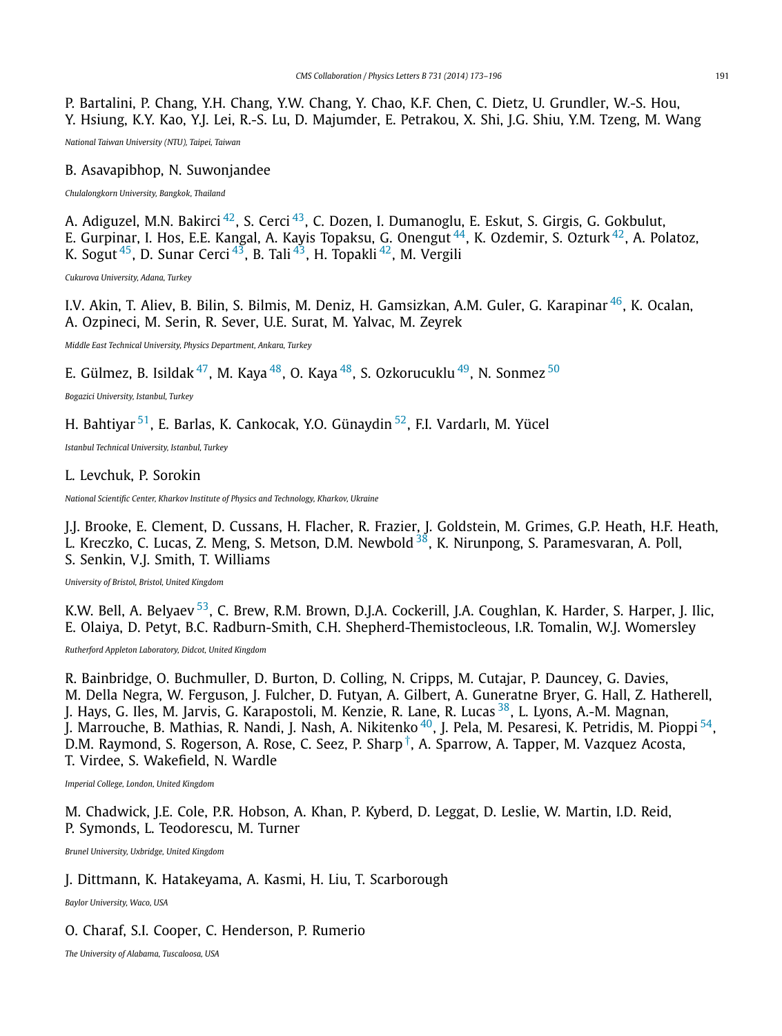P. Bartalini, P. Chang, Y.H. Chang, Y.W. Chang, Y. Chao, K.F. Chen, C. Dietz, U. Grundler, W.-S. Hou, Y. Hsiung, K.Y. Kao, Y.J. Lei, R.-S. Lu, D. Majumder, E. Petrakou, X. Shi, J.G. Shiu, Y.M. Tzeng, M. Wang

*National Taiwan University (NTU), Taipei, Taiwan*

B. Asavapibhop, N. Suwonjandee

*Chulalongkorn University, Bangkok, Thailand*

A. Adiguzel, M.N. Bakirci [42], S. Cerci [43], C. Dozen, I. Dumanoglu, E. Eskut, S. Girgis, G. Gokbulut, E. Gurpinar, I. Hos, E.E. Kangal, A. Kayis Topaksu, G. Onengut [44], K. Ozdemir, S. Ozturk [42], A. Polatoz, K. Sogut [45], D. Sunar Cerci [43], B. Tali [43], H. Topakli [42], M. Vergili

*Cukurova University, Adana, Turkey*

I.V. Akin, T. Aliev, B. Bilin, S. Bilmis, M. Deniz, H. Gamsizkan, A.M. Guler, G. Karapinar [46], K. Ocalan, A. Ozpineci, M. Serin, R. Sever, U.E. Surat, M. Yalvac, M. Zeyrek

*Middle East Technical University, Physics Department, Ankara, Turkey*

E. Gülmez, B. Isildak [47], M. Kaya [48], O. Kaya [48], S. Ozkorucuklu [49], N. Sonmez [50]

*Bogazici University, Istanbul, Turkey*

H. Bahtiyar [51], E. Barlas, K. Cankocak, Y.O. Günaydin [52], F.I. Vardarlı, M. Yücel

*Istanbul Technical University, Istanbul, Turkey*

L. Levchuk, P. Sorokin

*National Scientific Center, Kharkov Institute of Physics and Technology, Kharkov, Ukraine*

J.J. Brooke, E. Clement, D. Cussans, H. Flacher, R. Frazier, J. Goldstein, M. Grimes, G.P. Heath, H.F. Heath, L. Kreczko, C. Lucas, Z. Meng, S. Metson, D.M. Newbold [38], K. Nirunpong, S. Paramesvaran, A. Poll, S. Senkin, V.J. Smith, T. Williams

*University of Bristol, Bristol, United Kingdom*

K.W. Bell, A. Belyaev [53], C. Brew, R.M. Brown, D.J.A. Cockerill, J.A. Coughlan, K. Harder, S. Harper, J. Ilic, E. Olaiya, D. Petyt, B.C. Radburn-Smith, C.H. Shepherd-Themistocleous, I.R. Tomalin, W.J. Womersley

*Rutherford Appleton Laboratory, Didcot, United Kingdom*

R. Bainbridge, O. Buchmuller, D. Burton, D. Colling, N. Cripps, M. Cutajar, P. Dauncey, G. Davies, M. Della Negra, W. Ferguson, J. Fulcher, D. Futyan, A. Gilbert, A. Guneratne Bryer, G. Hall, Z. Hatherell, J. Hays, G. Iles, M. Jarvis, G. Karapostoli, M. Kenzie, R. Lane, R. Lucas [38], L. Lyons, A.-M. Magnan, J. Marrouche, B. Mathias, R. Nandi, J. Nash, A. Nikitenko [40], J. Pela, M. Pesaresi, K. Petridis, M. Pioppi [54], D.M. Raymond, S. Rogerson, A. Rose, C. Seez, P. Sharp [†], A. Sparrow, A. Tapper, M. Vazquez Acosta, T. Virdee, S. Wakefield, N. Wardle

*Imperial College, London, United Kingdom*

M. Chadwick, J.E. Cole, P.R. Hobson, A. Khan, P. Kyberd, D. Leggat, D. Leslie, W. Martin, I.D. Reid, P. Symonds, L. Teodorescu, M. Turner

*Brunel University, Uxbridge, United Kingdom*

J. Dittmann, K. Hatakeyama, A. Kasmi, H. Liu, T. Scarborough

*Baylor University, Waco, USA*

O. Charaf, S.I. Cooper, C. Henderson, P. Rumerio

*The University of Alabama, Tuscaloosa, USA*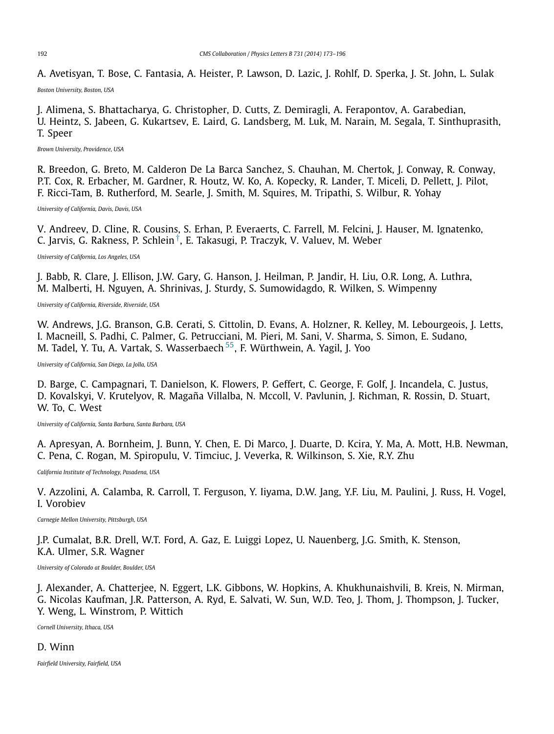A. Avetisyan, T. Bose, C. Fantasia, A. Heister, P. Lawson, D. Lazic, J. Rohlf, D. Sperka, J. St. John, L. Sulak

*Boston University, Boston, USA*

J. Alimena, S. Bhattacharya, G. Christopher, D. Cutts, Z. Demiragli, A. Ferapontov, A. Garabedian, U. Heintz, S. Jabeen, G. Kukartsev, E. Laird, G. Landsberg, M. Luk, M. Narain, M. Segala, T. Sinthuprasith, T. Speer

*Brown University, Providence, USA*

R. Breedon, G. Breto, M. Calderon De La Barca Sanchez, S. Chauhan, M. Chertok, J. Conway, R. Conway, P.T. Cox, R. Erbacher, M. Gardner, R. Houtz, W. Ko, A. Kopecky, R. Lander, T. Miceli, D. Pellett, J. Pilot, F. Ricci-Tam, B. Rutherford, M. Searle, J. Smith, M. Squires, M. Tripathi, S. Wilbur, R. Yohay

*University of California, Davis, Davis, USA*

V. Andreev, D. Cline, R. Cousins, S. Erhan, P. Everaerts, C. Farrell, M. Felcini, J. Hauser, M. Ignatenko, C. Jarvis, G. Rakness, P. Schlein[†], E. Takasugi, P. Traczyk, V. Valuev, M. Weber

*University of California, Los Angeles, USA*

J. Babb, R. Clare, J. Ellison, J.W. Gary, G. Hanson, J. Heilman, P. Jandir, H. Liu, O.R. Long, A. Luthra, M. Malberti, H. Nguyen, A. Shrinivas, J. Sturdy, S. Sumowidagdo, R. Wilken, S. Wimpenny

*University of California, Riverside, Riverside, USA*

W. Andrews, J.G. Branson, G.B. Cerati, S. Cittolin, D. Evans, A. Holzner, R. Kelley, M. Lebourgeois, J. Letts, I. Macneill, S. Padhi, C. Palmer, G. Petrucciani, M. Pieri, M. Sani, V. Sharma, S. Simon, E. Sudano, M. Tadel, Y. Tu, A. Vartak, S. Wasserbaech[55], F. Würthwein, A. Yagil, J. Yoo

*University of California, San Diego, La Jolla, USA*

D. Barge, C. Campagnari, T. Danielson, K. Flowers, P. Geffert, C. George, F. Golf, J. Incandela, C. Justus, D. Kovalskyi, V. Krutelyov, R. Magaña Villalba, N. Mccoll, V. Pavlunin, J. Richman, R. Rossin, D. Stuart, W. To, C. West

*University of California, Santa Barbara, Santa Barbara, USA*

A. Apresyan, A. Bornheim, J. Bunn, Y. Chen, E. Di Marco, J. Duarte, D. Kcira, Y. Ma, A. Mott, H.B. Newman, C. Pena, C. Rogan, M. Spiropulu, V. Timciuc, J. Veverka, R. Wilkinson, S. Xie, R.Y. Zhu

*California Institute of Technology, Pasadena, USA*

V. Azzolini, A. Calamba, R. Carroll, T. Ferguson, Y. Iiyama, D.W. Jang, Y.F. Liu, M. Paulini, J. Russ, H. Vogel, I. Vorobiev

*Carnegie Mellon University, Pittsburgh, USA*

J.P. Cumalat, B.R. Drell, W.T. Ford, A. Gaz, E. Luiggi Lopez, U. Nauenberg, J.G. Smith, K. Stenson, K.A. Ulmer, S.R. Wagner

*University of Colorado at Boulder, Boulder, USA*

J. Alexander, A. Chatterjee, N. Eggert, L.K. Gibbons, W. Hopkins, A. Khukhunaishvili, B. Kreis, N. Mirman, G. Nicolas Kaufman, J.R. Patterson, A. Ryd, E. Salvati, W. Sun, W.D. Teo, J. Thom, J. Thompson, J. Tucker, Y. Weng, L. Winstrom, P. Wittich

*Cornell University, Ithaca, USA*

D. Winn

*Fairfield University, Fairfield, USA*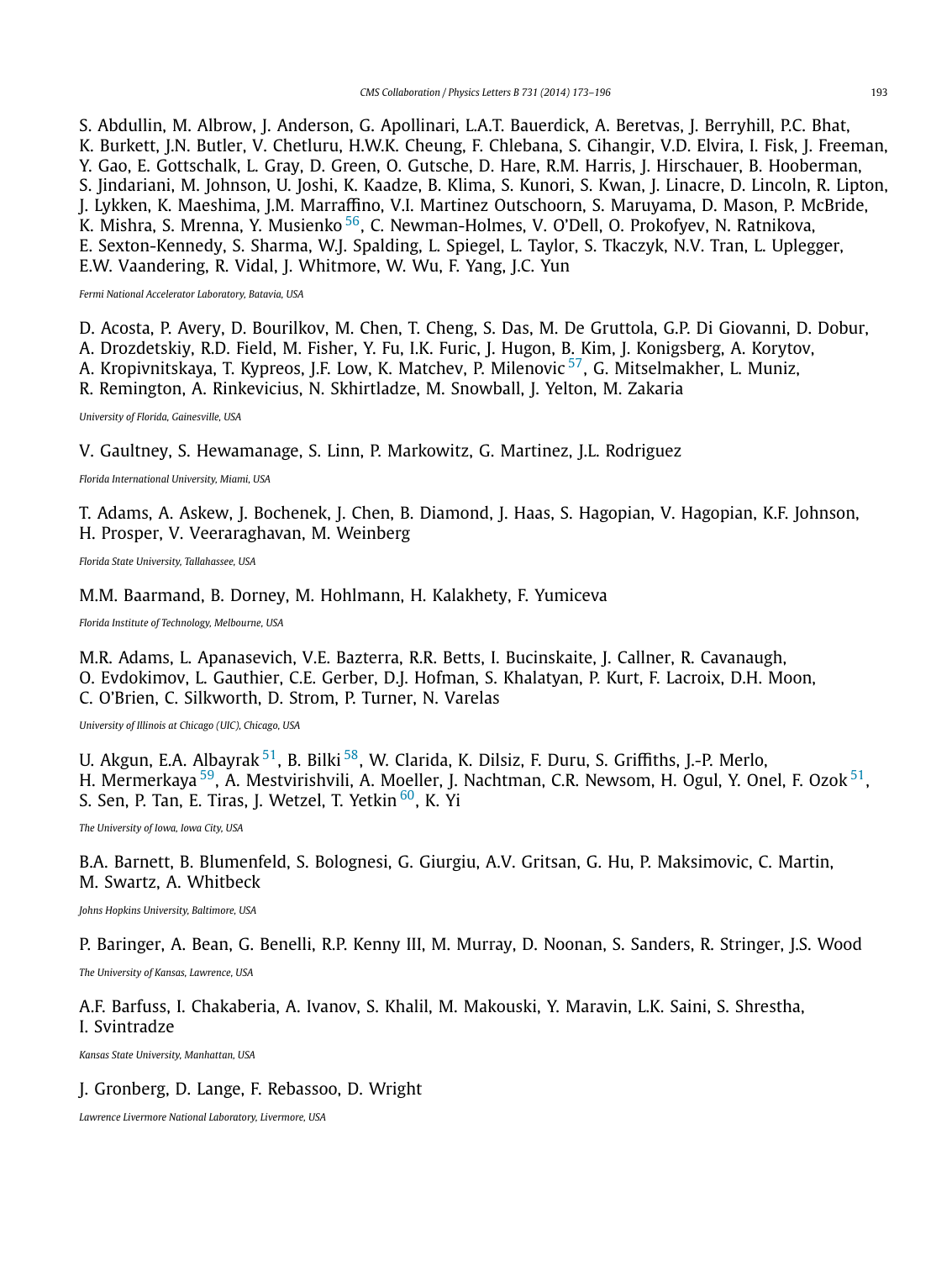S. Abdullin, M. Albrow, J. Anderson, G. Apollinari, L.A.T. Bauerdick, A. Beretvas, J. Berryhill, P.C. Bhat, K. Burkett, J.N. Butler, V. Chetluru, H.W.K. Cheung, F. Chlebana, S. Cihangir, V.D. Elvira, I. Fisk, J. Freeman, Y. Gao, E. Gottschalk, L. Gray, D. Green, O. Gutsche, D. Hare, R.M. Harris, J. Hirschauer, B. Hooberman, S. Jindariani, M. Johnson, U. Joshi, K. Kaadze, B. Klima, S. Kunori, S. Kwan, J. Linacre, D. Lincoln, R. Lipton, J. Lykken, K. Maeshima, J.M. Marraffino, V.I. Martinez Outschoorn, S. Maruyama, D. Mason, P. McBride, K. Mishra, S. Mrenna, Y. Musienko [56], C. Newman-Holmes, V. O'Dell, O. Prokofyev, N. Ratnikova, E. Sexton-Kennedy, S. Sharma, W.J. Spalding, L. Spiegel, L. Taylor, S. Tkaczyk, N.V. Tran, L. Uplegger, E.W. Vaandering, R. Vidal, J. Whitmore, W. Wu, F. Yang, J.C. Yun

*Fermi National Accelerator Laboratory, Batavia, USA*

D. Acosta, P. Avery, D. Bourilkov, M. Chen, T. Cheng, S. Das, M. De Gruttola, G.P. Di Giovanni, D. Dobur, A. Drozdetskiy, R.D. Field, M. Fisher, Y. Fu, I.K. Furic, J. Hugon, B. Kim, J. Konigsberg, A. Korytov, A. Kropivnitskaya, T. Kypreos, J.F. Low, K. Matchev, P. Milenovic [57], G. Mitselmakher, L. Muniz, R. Remington, A. Rinkevicius, N. Skhirtladze, M. Snowball, J. Yelton, M. Zakaria

*University of Florida, Gainesville, USA*

V. Gaultney, S. Hewamanage, S. Linn, P. Markowitz, G. Martinez, J.L. Rodriguez

*Florida International University, Miami, USA*

T. Adams, A. Askew, J. Bochenek, J. Chen, B. Diamond, J. Haas, S. Hagopian, V. Hagopian, K.F. Johnson, H. Prosper, V. Veeraraghavan, M. Weinberg

*Florida State University, Tallahassee, USA*

M.M. Baarmand, B. Dorney, M. Hohlmann, H. Kalakhety, F. Yumiceva

*Florida Institute of Technology, Melbourne, USA*

M.R. Adams, L. Apanasevich, V.E. Bazterra, R.R. Betts, I. Bucinskaite, J. Callner, R. Cavanaugh, O. Evdokimov, L. Gauthier, C.E. Gerber, D.J. Hofman, S. Khalatyan, P. Kurt, F. Lacroix, D.H. Moon, C. O'Brien, C. Silkworth, D. Strom, P. Turner, N. Varelas

*University of Illinois at Chicago (UIC), Chicago, USA*

U. Akgun, E.A. Albayrak [51], B. Bilki [58], W. Clarida, K. Dilsiz, F. Duru, S. Griffiths, J.-P. Merlo, H. Mermerkaya [59], A. Mestvirishvili, A. Moeller, J. Nachtman, C.R. Newsom, H. Ogul, Y. Onel, F. Ozok [51], S. Sen, P. Tan, E. Tiras, J. Wetzel, T. Yetkin [60], K. Yi

*The University of Iowa, Iowa City, USA*

B.A. Barnett, B. Blumenfeld, S. Bolognesi, G. Giurgiu, A.V. Gritsan, G. Hu, P. Maksimovic, C. Martin, M. Swartz, A. Whitbeck

*Johns Hopkins University, Baltimore, USA*

P. Baringer, A. Bean, G. Benelli, R.P. Kenny III, M. Murray, D. Noonan, S. Sanders, R. Stringer, J.S. Wood

*The University of Kansas, Lawrence, USA*

A.F. Barfuss, I. Chakaberia, A. Ivanov, S. Khalil, M. Makouski, Y. Maravin, L.K. Saini, S. Shrestha, I. Svintradze

*Kansas State University, Manhattan, USA*

J. Gronberg, D. Lange, F. Rebassoo, D. Wright

*Lawrence Livermore National Laboratory, Livermore, USA*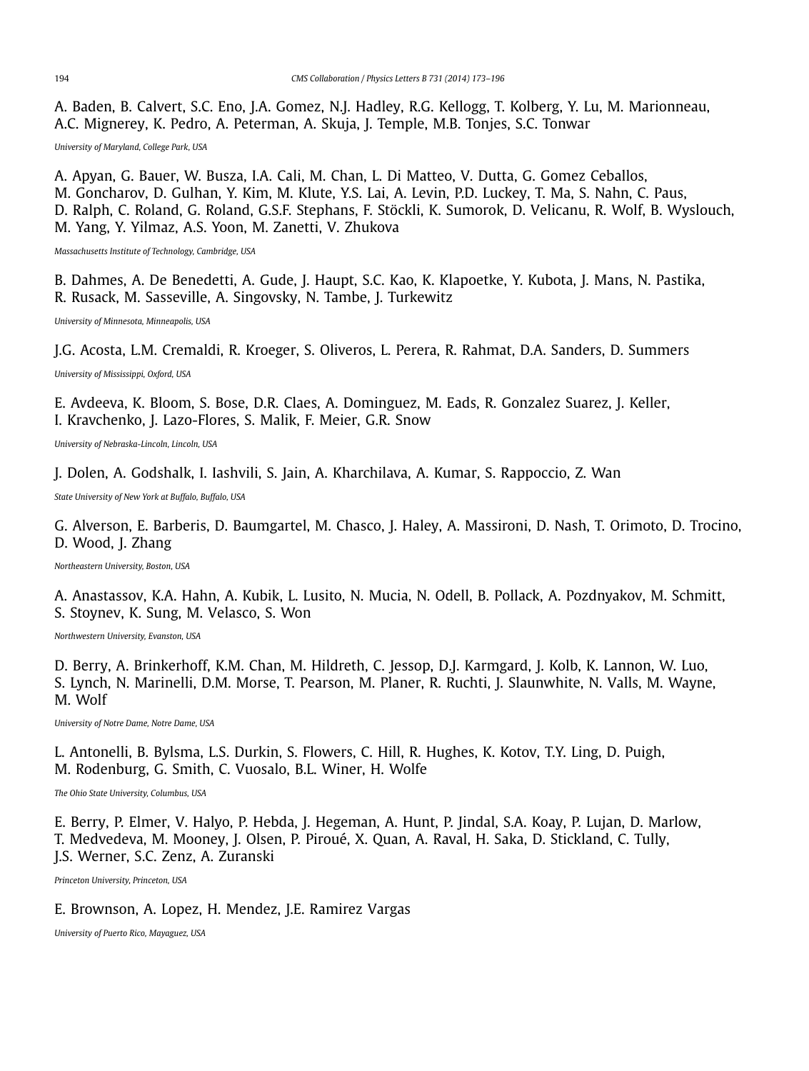A. Baden, B. Calvert, S.C. Eno, J.A. Gomez, N.J. Hadley, R.G. Kellogg, T. Kolberg, Y. Lu, M. Marionneau, A.C. Mignerey, K. Pedro, A. Peterman, A. Skuja, J. Temple, M.B. Tonjes, S.C. Tonwar

*University of Maryland, College Park, USA*

A. Apyan, G. Bauer, W. Busza, I.A. Cali, M. Chan, L. Di Matteo, V. Dutta, G. Gomez Ceballos, M. Goncharov, D. Gulhan, Y. Kim, M. Klute, Y.S. Lai, A. Levin, P.D. Luckey, T. Ma, S. Nahn, C. Paus, D. Ralph, C. Roland, G. Roland, G.S.F. Stephans, F. Stöckli, K. Sumorok, D. Velicanu, R. Wolf, B. Wyslouch, M. Yang, Y. Yilmaz, A.S. Yoon, M. Zanetti, V. Zhukova

*Massachusetts Institute of Technology, Cambridge, USA*

B. Dahmes, A. De Benedetti, A. Gude, J. Haupt, S.C. Kao, K. Klapoetke, Y. Kubota, J. Mans, N. Pastika, R. Rusack, M. Sasseville, A. Singovsky, N. Tambe, J. Turkewitz

*University of Minnesota, Minneapolis, USA*

J.G. Acosta, L.M. Cremaldi, R. Kroeger, S. Oliveros, L. Perera, R. Rahmat, D.A. Sanders, D. Summers

*University of Mississippi, Oxford, USA*

E. Avdeeva, K. Bloom, S. Bose, D.R. Claes, A. Dominguez, M. Eads, R. Gonzalez Suarez, J. Keller, I. Kravchenko, J. Lazo-Flores, S. Malik, F. Meier, G.R. Snow

*University of Nebraska-Lincoln, Lincoln, USA*

J. Dolen, A. Godshalk, I. Iashvili, S. Jain, A. Kharchilava, A. Kumar, S. Rappoccio, Z. Wan

*State University of New York at Buffalo, Buffalo, USA*

G. Alverson, E. Barberis, D. Baumgartel, M. Chasco, J. Haley, A. Massironi, D. Nash, T. Orimoto, D. Trocino, D. Wood, J. Zhang

*Northeastern University, Boston, USA*

A. Anastassov, K.A. Hahn, A. Kubik, L. Lusito, N. Mucia, N. Odell, B. Pollack, A. Pozdnyakov, M. Schmitt, S. Stoynev, K. Sung, M. Velasco, S. Won

*Northwestern University, Evanston, USA*

D. Berry, A. Brinkerhoff, K.M. Chan, M. Hildreth, C. Jessop, D.J. Karmgard, J. Kolb, K. Lannon, W. Luo, S. Lynch, N. Marinelli, D.M. Morse, T. Pearson, M. Planer, R. Ruchti, J. Slaunwhite, N. Valls, M. Wayne, M. Wolf

*University of Notre Dame, Notre Dame, USA*

L. Antonelli, B. Bylsma, L.S. Durkin, S. Flowers, C. Hill, R. Hughes, K. Kotov, T.Y. Ling, D. Puigh, M. Rodenburg, G. Smith, C. Vuosalo, B.L. Winer, H. Wolfe

*The Ohio State University, Columbus, USA*

E. Berry, P. Elmer, V. Halyo, P. Hebda, J. Hegeman, A. Hunt, P. Jindal, S.A. Koay, P. Lujan, D. Marlow, T. Medvedeva, M. Mooney, J. Olsen, P. Piroué, X. Quan, A. Raval, H. Saka, D. Stickland, C. Tully, J.S. Werner, S.C. Zenz, A. Zuranski

*Princeton University, Princeton, USA*

E. Brownson, A. Lopez, H. Mendez, J.E. Ramirez Vargas

*University of Puerto Rico, Mayaguez, USA*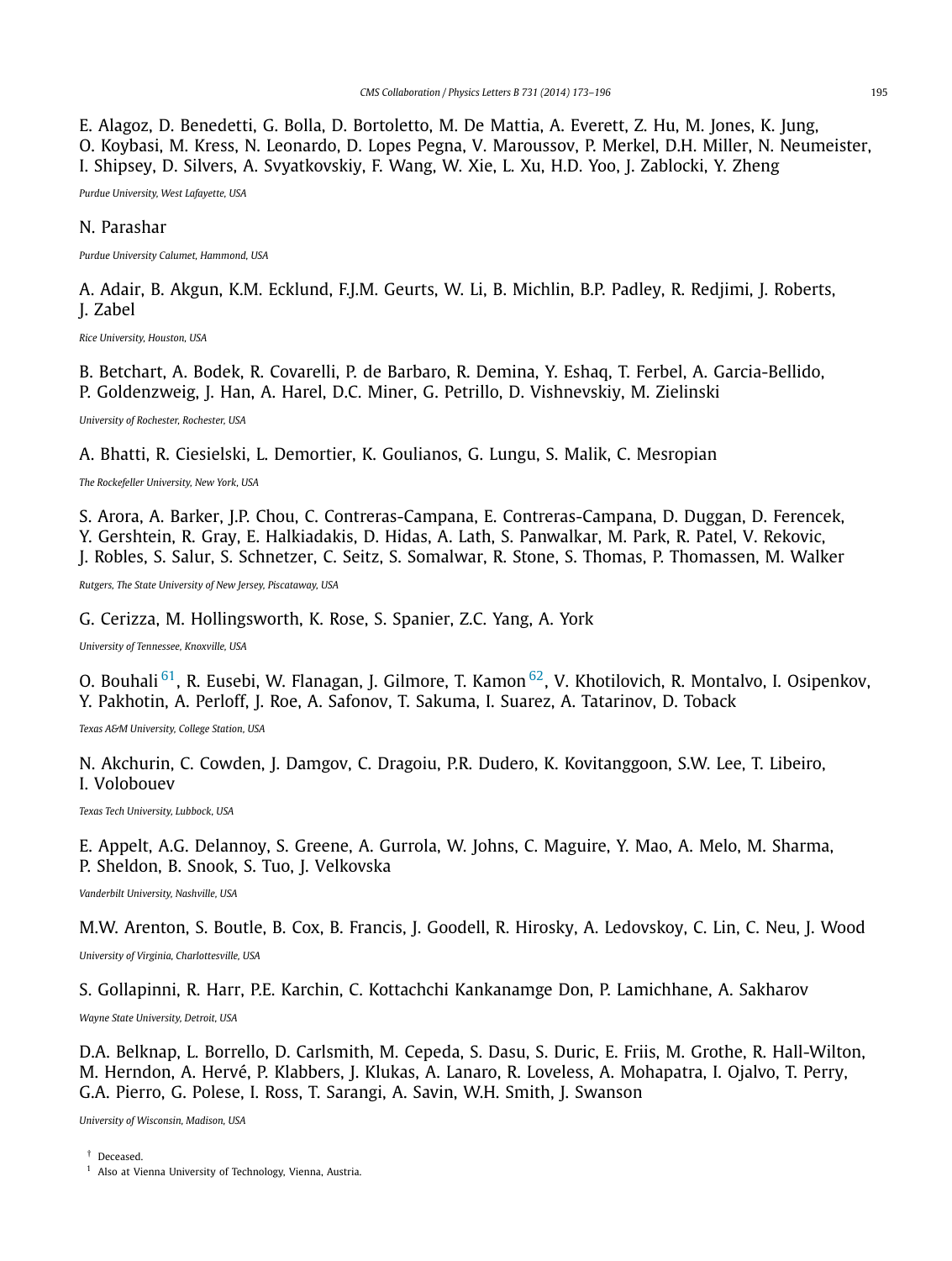E. Alagoz, D. Benedetti, G. Bolla, D. Bortoletto, M. De Mattia, A. Everett, Z. Hu, M. Jones, K. Jung, O. Koybasi, M. Kress, N. Leonardo, D. Lopes Pegna, V. Maroussov, P. Merkel, D.H. Miller, N. Neumeister, I. Shipsey, D. Silvers, A. Svyatkovskiy, F. Wang, W. Xie, L. Xu, H.D. Yoo, J. Zablocki, Y. Zheng

*Purdue University, West Lafayette, USA*

N. Parashar

*Purdue University Calumet, Hammond, USA*

A. Adair, B. Akgun, K.M. Ecklund, F.J.M. Geurts, W. Li, B. Michlin, B.P. Padley, R. Redjimi, J. Roberts, J. Zabel

*Rice University, Houston, USA*

B. Betchart, A. Bodek, R. Covarelli, P. de Barbaro, R. Demina, Y. Eshaq, T. Ferbel, A. Garcia-Bellido, P. Goldenzweig, J. Han, A. Harel, D.C. Miner, G. Petrillo, D. Vishnevskiy, M. Zielinski

*University of Rochester, Rochester, USA*

A. Bhatti, R. Ciesielski, L. Demortier, K. Goulianos, G. Lungu, S. Malik, C. Mesropian

*The Rockefeller University, New York, USA*

S. Arora, A. Barker, J.P. Chou, C. Contreras-Campana, E. Contreras-Campana, D. Duggan, D. Ferencek, Y. Gershtein, R. Gray, E. Halkiadakis, D. Hidas, A. Lath, S. Panwalkar, M. Park, R. Patel, V. Rekovic, J. Robles, S. Salur, S. Schnetzer, C. Seitz, S. Somalwar, R. Stone, S. Thomas, P. Thomassen, M. Walker

*Rutgers, The State University of New Jersey, Piscataway, USA*

G. Cerizza, M. Hollingsworth, K. Rose, S. Spanier, Z.C. Yang, A. York

*University of Tennessee, Knoxville, USA*

O. Bouhali [61], R. Eusebi, W. Flanagan, J. Gilmore, T. Kamon [62], V. Khotilovich, R. Montalvo, I. Osipenkov, Y. Pakhotin, A. Perloff, J. Roe, A. Safonov, T. Sakuma, I. Suarez, A. Tatarinov, D. Toback

*Texas A&M University, College Station, USA*

N. Akchurin, C. Cowden, J. Damgov, C. Dragoiu, P.R. Dudero, K. Kovitanggoon, S.W. Lee, T. Libeiro, I. Volobouev

*Texas Tech University, Lubbock, USA*

E. Appelt, A.G. Delannoy, S. Greene, A. Gurrola, W. Johns, C. Maguire, Y. Mao, A. Melo, M. Sharma, P. Sheldon, B. Snook, S. Tuo, J. Velkovska

*Vanderbilt University, Nashville, USA*

M.W. Arenton, S. Boutle, B. Cox, B. Francis, J. Goodell, R. Hirosky, A. Ledovskoy, C. Lin, C. Neu, J. Wood

*University of Virginia, Charlottesville, USA*

S. Gollapinni, R. Harr, P.E. Karchin, C. Kottachchi Kankanamge Don, P. Lamichhane, A. Sakharov

*Wayne State University, Detroit, USA*

D.A. Belknap, L. Borrello, D. Carlsmith, M. Cepeda, S. Dasu, S. Duric, E. Friis, M. Grothe, R. Hall-Wilton, M. Herndon, A. Hervé, P. Klabbers, J. Klukas, A. Lanaro, R. Loveless, A. Mohapatra, I. Ojalvo, T. Perry, G.A. Pierro, G. Polese, I. Ross, T. Sarangi, A. Savin, W.H. Smith, J. Swanson

*University of Wisconsin, Madison, USA*

[†] Deceased.

[1] Also at Vienna University of Technology, Vienna, Austria.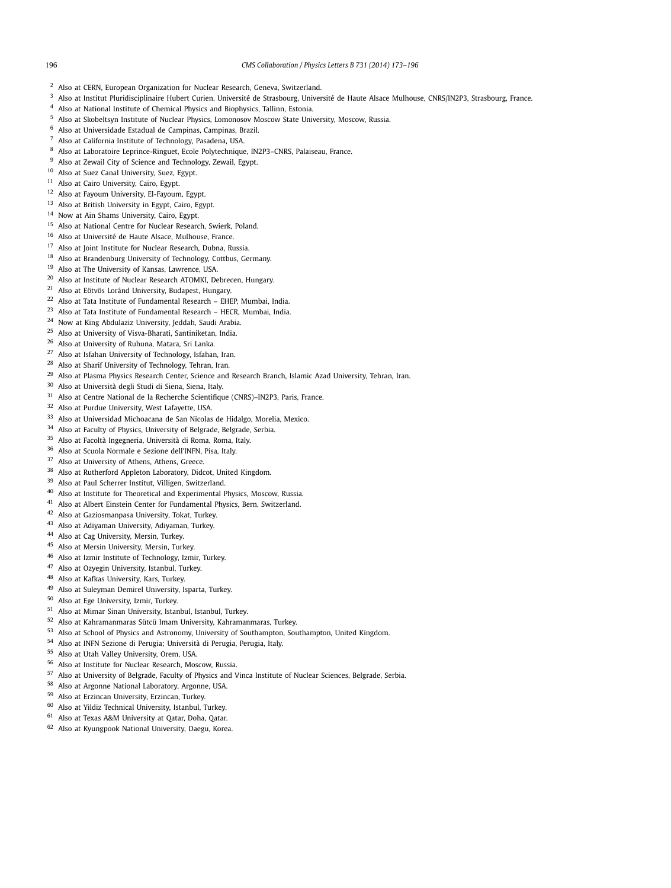[2] Also at CERN, European Organization for Nuclear Research, Geneva, Switzerland.
[3] Also at Institut Pluridisciplinaire Hubert Curien, Université de Strasbourg, Université de Haute Alsace Mulhouse, CNRS/IN2P3, Strasbourg, France.
[4] Also at National Institute of Chemical Physics and Biophysics, Tallinn, Estonia.
[5] Also at Skobeltsyn Institute of Nuclear Physics, Lomonosov Moscow State University, Moscow, Russia.
[6] Also at Universidade Estadual de Campinas, Campinas, Brazil.
[7] Also at California Institute of Technology, Pasadena, USA.
[8] Also at Laboratoire Leprince-Ringuet, Ecole Polytechnique, IN2P3–CNRS, Palaiseau, France.
[9] Also at Zewail City of Science and Technology, Zewail, Egypt.
[10] Also at Suez Canal University, Suez, Egypt.
[11] Also at Cairo University, Cairo, Egypt.
[12] Also at Fayoum University, El-Fayoum, Egypt.
[13] Also at British University in Egypt, Cairo, Egypt.
[14] Now at Ain Shams University, Cairo, Egypt.
[15] Also at National Centre for Nuclear Research, Swierk, Poland.
[16] Also at Université de Haute Alsace, Mulhouse, France.
[17] Also at Joint Institute for Nuclear Research, Dubna, Russia.
[18] Also at Brandenburg University of Technology, Cottbus, Germany.
[19] Also at The University of Kansas, Lawrence, USA.
[20] Also at Institute of Nuclear Research ATOMKI, Debrecen, Hungary.
[21] Also at Eötvös Loránd University, Budapest, Hungary.
[22] Also at Tata Institute of Fundamental Research – EHEP, Mumbai, India.
[23] Also at Tata Institute of Fundamental Research – HECR, Mumbai, India.
[24] Now at King Abdulaziz University, Jeddah, Saudi Arabia.
[25] Also at University of Visva-Bharati, Santiniketan, India.
[26] Also at University of Ruhuna, Matara, Sri Lanka.
[27] Also at Isfahan University of Technology, Isfahan, Iran.
[28] Also at Sharif University of Technology, Tehran, Iran.
[29] Also at Plasma Physics Research Center, Science and Research Branch, Islamic Azad University, Tehran, Iran.
[30] Also at Università degli Studi di Siena, Siena, Italy.
[31] Also at Centre National de la Recherche Scientifique (CNRS)–IN2P3, Paris, France.
[32] Also at Purdue University, West Lafayette, USA.
[33] Also at Universidad Michoacana de San Nicolas de Hidalgo, Morelia, Mexico.
[34] Also at Faculty of Physics, University of Belgrade, Belgrade, Serbia.
[35] Also at Facoltà Ingegneria, Università di Roma, Roma, Italy.
[36] Also at Scuola Normale e Sezione dell'INFN, Pisa, Italy.
[37] Also at University of Athens, Athens, Greece.
[38] Also at Rutherford Appleton Laboratory, Didcot, United Kingdom.
[39] Also at Paul Scherrer Institut, Villigen, Switzerland.
[40] Also at Institute for Theoretical and Experimental Physics, Moscow, Russia.
[41] Also at Albert Einstein Center for Fundamental Physics, Bern, Switzerland.
[42] Also at Gaziosmanpasa University, Tokat, Turkey.
[43] Also at Adiyaman University, Adiyaman, Turkey.
[44] Also at Cag University, Mersin, Turkey.
[45] Also at Mersin University, Mersin, Turkey.
[46] Also at Izmir Institute of Technology, Izmir, Turkey.
[47] Also at Ozyegin University, Istanbul, Turkey.
[48] Also at Kafkas University, Kars, Turkey.
[49] Also at Suleyman Demirel University, Isparta, Turkey.
[50] Also at Ege University, Izmir, Turkey.
[51] Also at Mimar Sinan University, Istanbul, Istanbul, Turkey.
[52] Also at Kahramanmaras Sütcü Imam University, Kahramanmaras, Turkey.
[53] Also at School of Physics and Astronomy, University of Southampton, Southampton, United Kingdom.
[54] Also at INFN Sezione di Perugia; Università di Perugia, Perugia, Italy.
[55] Also at Utah Valley University, Orem, USA.
[56] Also at Institute for Nuclear Research, Moscow, Russia.
[57] Also at University of Belgrade, Faculty of Physics and Vinca Institute of Nuclear Sciences, Belgrade, Serbia.
[58] Also at Argonne National Laboratory, Argonne, USA.
[59] Also at Erzincan University, Erzincan, Turkey.
[60] Also at Yildiz Technical University, Istanbul, Turkey.
[61] Also at Texas A&M University at Qatar, Doha, Qatar.
[62] Also at Kyungpook National University, Daegu, Korea.